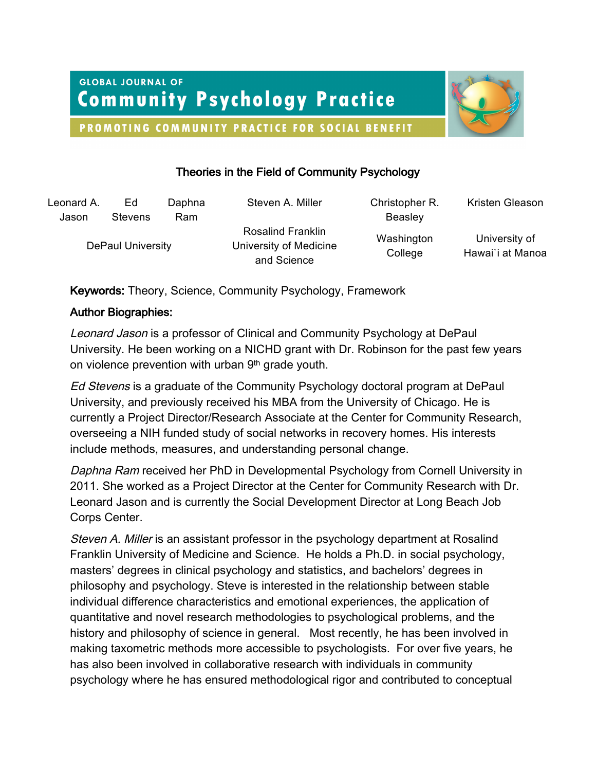GLOBAL JOURNAL OF

# Community Psychology Practice

PROMOTING COMMUNITY PRACTICE FOR SOCIAL BENEFIT

## Theories in the Field of Community Psychology

Leonard A. Jason, Ed Stevens, Daphna Ram — DePaul University

Steven A. Miller — Rosalind Franklin University of Medicine and Science

Christopher R. Beasley — Washington College

Kristen Gleason — University of Hawai`i at Manoa

**Keywords:** Theory, Science, Community Psychology, Framework

**Author Biographies:**

*Leonard Jason* is a professor of Clinical and Community Psychology at DePaul University. He been working on a NICHD grant with Dr. Robinson for the past few years on violence prevention with urban 9th grade youth.

*Ed Stevens* is a graduate of the Community Psychology doctoral program at DePaul University, and previously received his MBA from the University of Chicago. He is currently a Project Director/Research Associate at the Center for Community Research, overseeing a NIH funded study of social networks in recovery homes. His interests include methods, measures, and understanding personal change.

*Daphna Ram* received her PhD in Developmental Psychology from Cornell University in 2011. She worked as a Project Director at the Center for Community Research with Dr. Leonard Jason and is currently the Social Development Director at Long Beach Job Corps Center.

*Steven A. Miller* is an assistant professor in the psychology department at Rosalind Franklin University of Medicine and Science. He holds a Ph.D. in social psychology, masters' degrees in clinical psychology and statistics, and bachelors' degrees in philosophy and psychology. Steve is interested in the relationship between stable individual difference characteristics and emotional experiences, the application of quantitative and novel research methodologies to psychological problems, and the history and philosophy of science in general. Most recently, he has been involved in making taxometric methods more accessible to psychologists. For over five years, he has also been involved in collaborative research with individuals in community psychology where he has ensured methodological rigor and contributed to conceptual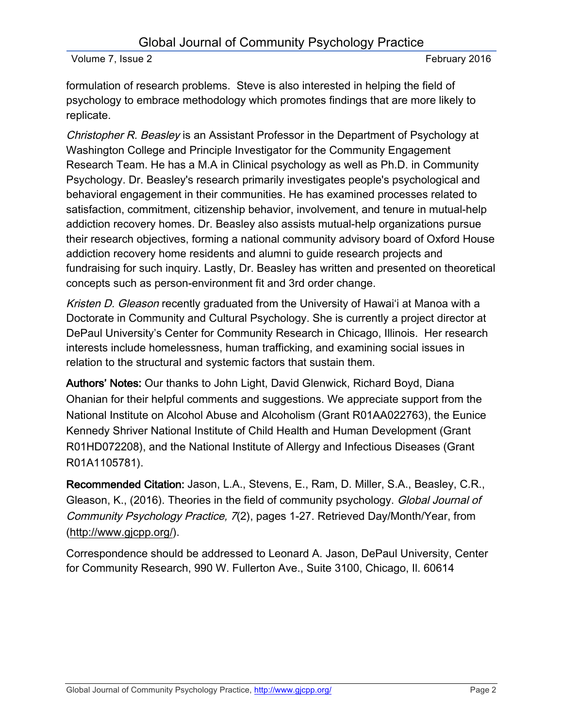formulation of research problems. Steve is also interested in helping the field of psychology to embrace methodology which promotes findings that are more likely to replicate.

*Christopher R. Beasley* is an Assistant Professor in the Department of Psychology at Washington College and Principle Investigator for the Community Engagement Research Team. He has a M.A in Clinical psychology as well as Ph.D. in Community Psychology. Dr. Beasley's research primarily investigates people's psychological and behavioral engagement in their communities. He has examined processes related to satisfaction, commitment, citizenship behavior, involvement, and tenure in mutual-help addiction recovery homes. Dr. Beasley also assists mutual-help organizations pursue their research objectives, forming a national community advisory board of Oxford House addiction recovery home residents and alumni to guide research projects and fundraising for such inquiry. Lastly, Dr. Beasley has written and presented on theoretical concepts such as person-environment fit and 3rd order change.

*Kristen D. Gleason* recently graduated from the University of Hawai'i at Manoa with a Doctorate in Community and Cultural Psychology. She is currently a project director at DePaul University's Center for Community Research in Chicago, Illinois. Her research interests include homelessness, human trafficking, and examining social issues in relation to the structural and systemic factors that sustain them.

**Authors' Notes:** Our thanks to John Light, David Glenwick, Richard Boyd, Diana Ohanian for their helpful comments and suggestions. We appreciate support from the National Institute on Alcohol Abuse and Alcoholism (Grant R01AA022763), the Eunice Kennedy Shriver National Institute of Child Health and Human Development (Grant R01HD072208), and the National Institute of Allergy and Infectious Diseases (Grant R01A1105781).

**Recommended Citation:** Jason, L.A., Stevens, E., Ram, D. Miller, S.A., Beasley, C.R., Gleason, K., (2016). Theories in the field of community psychology. *Global Journal of Community Psychology Practice, 7*(2), pages 1-27. Retrieved Day/Month/Year, from (http://www.gjcpp.org/).

Correspondence should be addressed to Leonard A. Jason, DePaul University, Center for Community Research, 990 W. Fullerton Ave., Suite 3100, Chicago, Il. 60614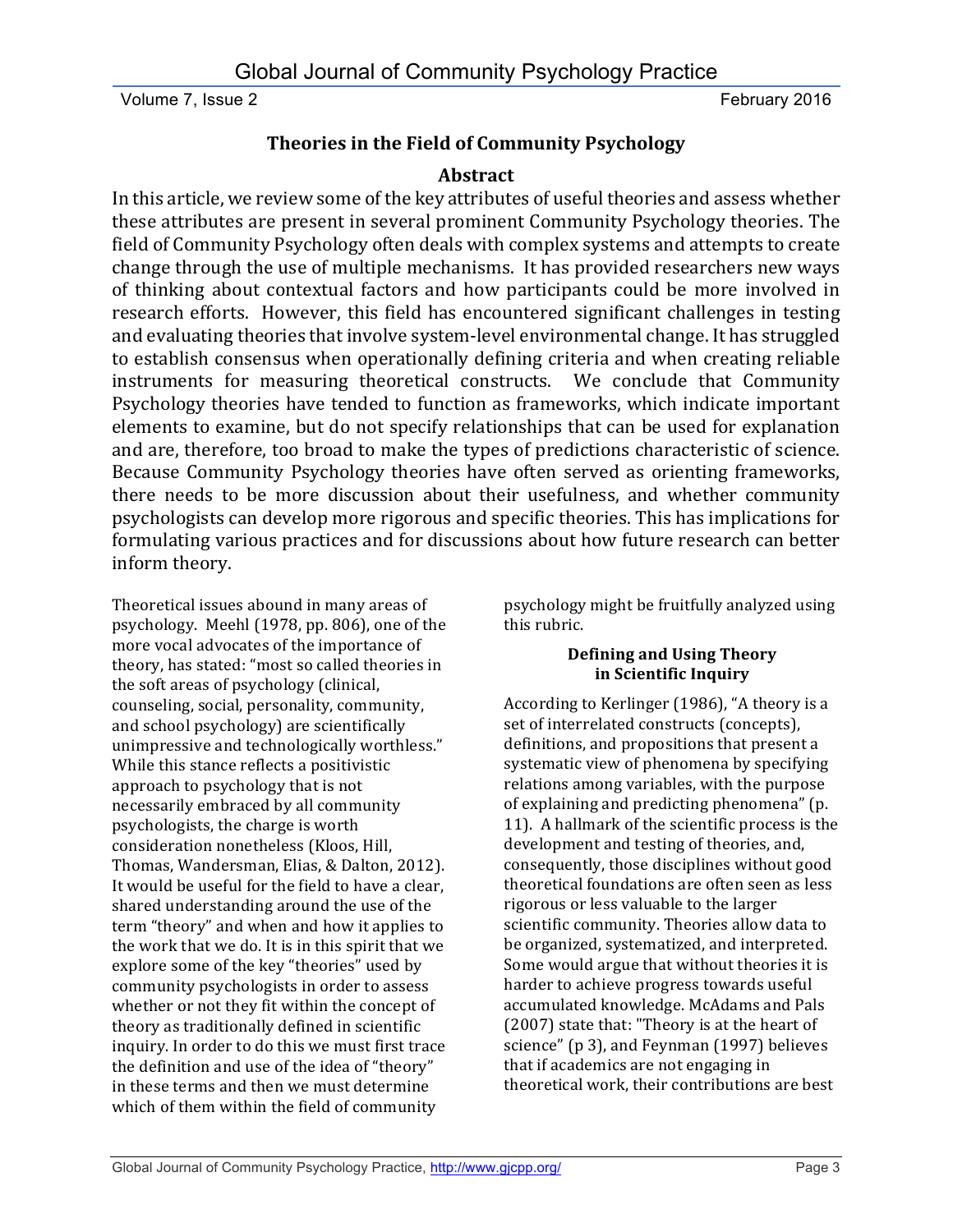## Theories in the Field of Community Psychology

### Abstract

In this article, we review some of the key attributes of useful theories and assess whether these attributes are present in several prominent Community Psychology theories. The field of Community Psychology often deals with complex systems and attempts to create change through the use of multiple mechanisms. It has provided researchers new ways of thinking about contextual factors and how participants could be more involved in research efforts. However, this field has encountered significant challenges in testing and evaluating theories that involve system-level environmental change. It has struggled to establish consensus when operationally defining criteria and when creating reliable instruments for measuring theoretical constructs. We conclude that Community Psychology theories have tended to function as frameworks, which indicate important elements to examine, but do not specify relationships that can be used for explanation and are, therefore, too broad to make the types of predictions characteristic of science. Because Community Psychology theories have often served as orienting frameworks, there needs to be more discussion about their usefulness, and whether community psychologists can develop more rigorous and specific theories. This has implications for formulating various practices and for discussions about how future research can better inform theory.

Theoretical issues abound in many areas of psychology. Meehl (1978, pp. 806), one of the more vocal advocates of the importance of theory, has stated: "most so called theories in the soft areas of psychology (clinical, counseling, social, personality, community, and school psychology) are scientifically unimpressive and technologically worthless." While this stance reflects a positivistic approach to psychology that is not necessarily embraced by all community psychologists, the charge is worth consideration nonetheless (Kloos, Hill, Thomas, Wandersman, Elias, & Dalton, 2012). It would be useful for the field to have a clear, shared understanding around the use of the term "theory" and when and how it applies to the work that we do. It is in this spirit that we explore some of the key "theories" used by community psychologists in order to assess whether or not they fit within the concept of theory as traditionally defined in scientific inquiry. In order to do this we must first trace the definition and use of the idea of "theory" in these terms and then we must determine which of them within the field of community psychology might be fruitfully analyzed using this rubric.

### Defining and Using Theory in Scientific Inquiry

According to Kerlinger (1986), "A theory is a set of interrelated constructs (concepts), definitions, and propositions that present a systematic view of phenomena by specifying relations among variables, with the purpose of explaining and predicting phenomena" (p. 11). A hallmark of the scientific process is the development and testing of theories, and, consequently, those disciplines without good theoretical foundations are often seen as less rigorous or less valuable to the larger scientific community. Theories allow data to be organized, systematized, and interpreted. Some would argue that without theories it is harder to achieve progress towards useful accumulated knowledge. McAdams and Pals (2007) state that: "Theory is at the heart of science" (p 3), and Feynman (1997) believes that if academics are not engaging in theoretical work, their contributions are best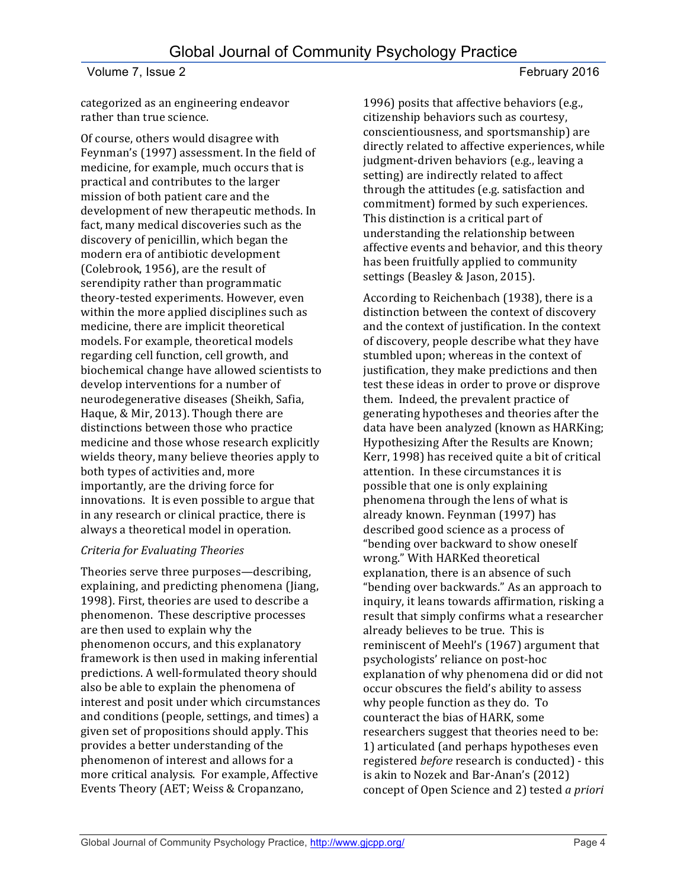categorized as an engineering endeavor rather than true science.

Of course, others would disagree with Feynman's (1997) assessment. In the field of medicine, for example, much occurs that is practical and contributes to the larger mission of both patient care and the development of new therapeutic methods. In fact, many medical discoveries such as the discovery of penicillin, which began the modern era of antibiotic development (Colebrook, 1956), are the result of serendipity rather than programmatic theory-tested experiments. However, even within the more applied disciplines such as medicine, there are implicit theoretical models. For example, theoretical models regarding cell function, cell growth, and biochemical change have allowed scientists to develop interventions for a number of neurodegenerative diseases (Sheikh, Safia, Haque, & Mir, 2013). Though there are distinctions between those who practice medicine and those whose research explicitly wields theory, many believe theories apply to both types of activities and, more importantly, are the driving force for innovations. It is even possible to argue that in any research or clinical practice, there is always a theoretical model in operation.

*Criteria for Evaluating Theories*

Theories serve three purposes—describing, explaining, and predicting phenomena (Jiang, 1998). First, theories are used to describe a phenomenon. These descriptive processes are then used to explain why the phenomenon occurs, and this explanatory framework is then used in making inferential predictions. A well-formulated theory should also be able to explain the phenomena of interest and posit under which circumstances and conditions (people, settings, and times) a given set of propositions should apply. This provides a better understanding of the phenomenon of interest and allows for a more critical analysis. For example, Affective Events Theory (AET; Weiss & Cropanzano, 1996) posits that affective behaviors (e.g., citizenship behaviors such as courtesy, conscientiousness, and sportsmanship) are directly related to affective experiences, while judgment-driven behaviors (e.g., leaving a setting) are indirectly related to affect through the attitudes (e.g. satisfaction and commitment) formed by such experiences. This distinction is a critical part of understanding the relationship between affective events and behavior, and this theory has been fruitfully applied to community settings (Beasley & Jason, 2015).

According to Reichenbach (1938), there is a distinction between the context of discovery and the context of justification. In the context of discovery, people describe what they have stumbled upon; whereas in the context of justification, they make predictions and then test these ideas in order to prove or disprove them. Indeed, the prevalent practice of generating hypotheses and theories after the data have been analyzed (known as HARKing; Hypothesizing After the Results are Known; Kerr, 1998) has received quite a bit of critical attention. In these circumstances it is possible that one is only explaining phenomena through the lens of what is already known. Feynman (1997) has described good science as a process of "bending over backward to show oneself wrong." With HARKed theoretical explanation, there is an absence of such "bending over backwards." As an approach to inquiry, it leans towards affirmation, risking a result that simply confirms what a researcher already believes to be true. This is reminiscent of Meehl's (1967) argument that psychologists' reliance on post-hoc explanation of why phenomena did or did not occur obscures the field's ability to assess why people function as they do. To counteract the bias of HARK, some researchers suggest that theories need to be: 1) articulated (and perhaps hypotheses even registered *before* research is conducted) - this is akin to Nozek and Bar-Anan's (2012) concept of Open Science and 2) tested *a priori*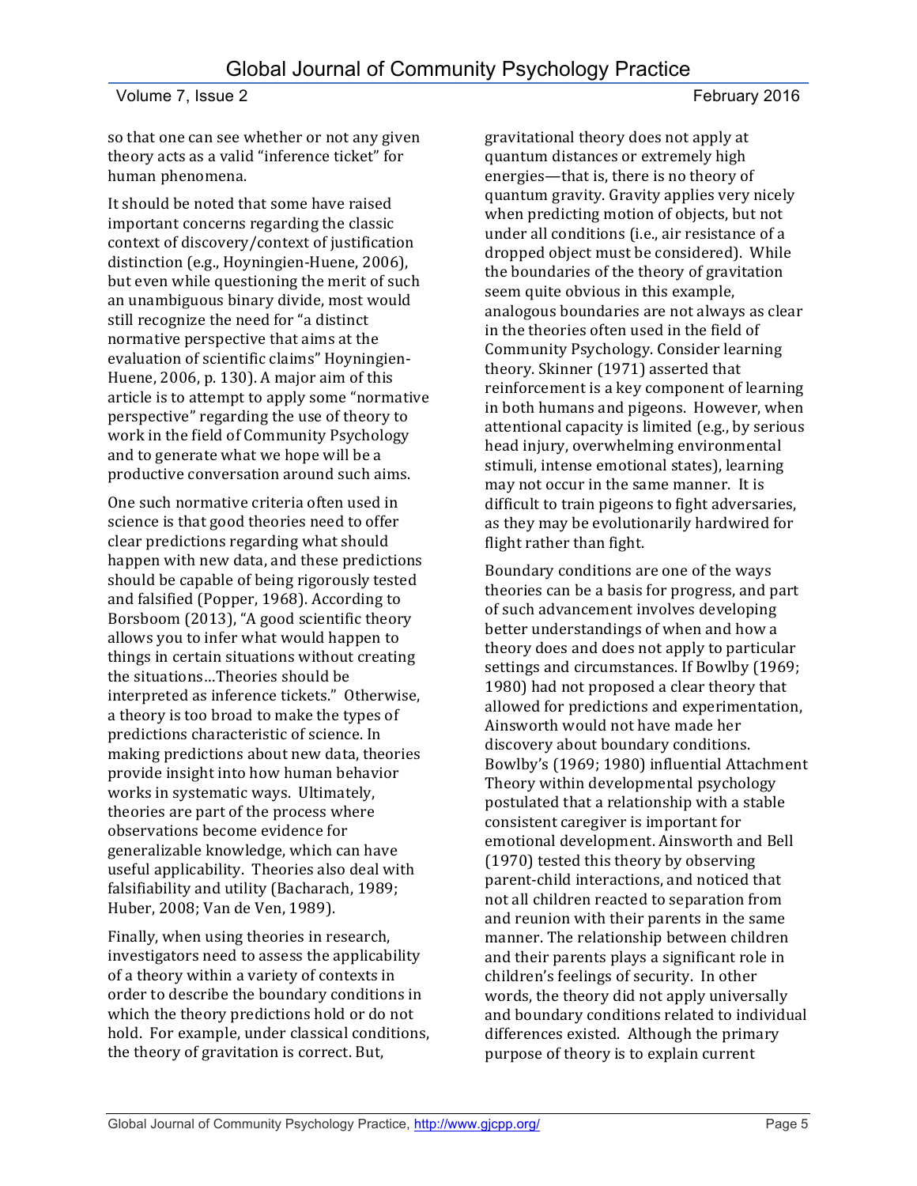so that one can see whether or not any given theory acts as a valid "inference ticket" for human phenomena.

It should be noted that some have raised important concerns regarding the classic context of discovery/context of justification distinction (e.g., Hoyningien-Huene, 2006), but even while questioning the merit of such an unambiguous binary divide, most would still recognize the need for "a distinct normative perspective that aims at the evaluation of scientific claims" Hoyningien-Huene, 2006, p. 130). A major aim of this article is to attempt to apply some "normative perspective" regarding the use of theory to work in the field of Community Psychology and to generate what we hope will be a productive conversation around such aims.

One such normative criteria often used in science is that good theories need to offer clear predictions regarding what should happen with new data, and these predictions should be capable of being rigorously tested and falsified (Popper, 1968). According to Borsboom (2013), "A good scientific theory allows you to infer what would happen to things in certain situations without creating the situations…Theories should be interpreted as inference tickets." Otherwise, a theory is too broad to make the types of predictions characteristic of science. In making predictions about new data, theories provide insight into how human behavior works in systematic ways. Ultimately, theories are part of the process where observations become evidence for generalizable knowledge, which can have useful applicability. Theories also deal with falsifiability and utility (Bacharach, 1989; Huber, 2008; Van de Ven, 1989).

Finally, when using theories in research, investigators need to assess the applicability of a theory within a variety of contexts in order to describe the boundary conditions in which the theory predictions hold or do not hold. For example, under classical conditions, the theory of gravitation is correct. But, gravitational theory does not apply at quantum distances or extremely high energies—that is, there is no theory of quantum gravity. Gravity applies very nicely when predicting motion of objects, but not under all conditions (i.e., air resistance of a dropped object must be considered). While the boundaries of the theory of gravitation seem quite obvious in this example, analogous boundaries are not always as clear in the theories often used in the field of Community Psychology. Consider learning theory. Skinner (1971) asserted that reinforcement is a key component of learning in both humans and pigeons. However, when attentional capacity is limited (e.g., by serious head injury, overwhelming environmental stimuli, intense emotional states), learning may not occur in the same manner. It is difficult to train pigeons to fight adversaries, as they may be evolutionarily hardwired for flight rather than fight.

Boundary conditions are one of the ways theories can be a basis for progress, and part of such advancement involves developing better understandings of when and how a theory does and does not apply to particular settings and circumstances. If Bowlby (1969; 1980) had not proposed a clear theory that allowed for predictions and experimentation, Ainsworth would not have made her discovery about boundary conditions. Bowlby's (1969; 1980) influential Attachment Theory within developmental psychology postulated that a relationship with a stable consistent caregiver is important for emotional development. Ainsworth and Bell (1970) tested this theory by observing parent-child interactions, and noticed that not all children reacted to separation from and reunion with their parents in the same manner. The relationship between children and their parents plays a significant role in children's feelings of security. In other words, the theory did not apply universally and boundary conditions related to individual differences existed. Although the primary purpose of theory is to explain current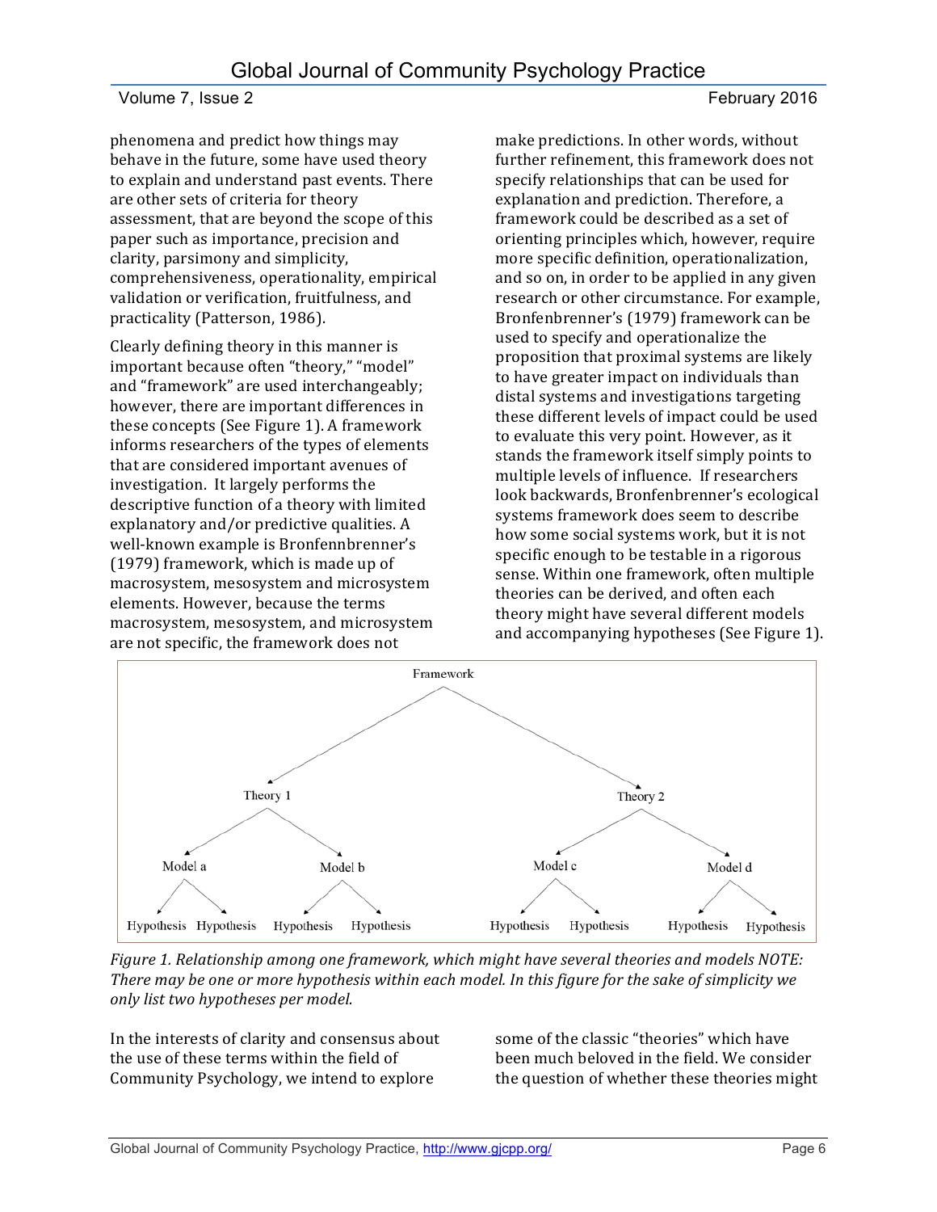phenomena and predict how things may behave in the future, some have used theory to explain and understand past events. There are other sets of criteria for theory assessment, that are beyond the scope of this paper such as importance, precision and clarity, parsimony and simplicity, comprehensiveness, operationality, empirical validation or verification, fruitfulness, and practicality (Patterson, 1986).

Clearly defining theory in this manner is important because often "theory," "model" and "framework" are used interchangeably; however, there are important differences in these concepts (See Figure 1). A framework informs researchers of the types of elements that are considered important avenues of investigation. It largely performs the descriptive function of a theory with limited explanatory and/or predictive qualities. A well-known example is Bronfennbrenner's (1979) framework, which is made up of macrosystem, mesosystem and microsystem elements. However, because the terms macrosystem, mesosystem, and microsystem are not specific, the framework does not make predictions. In other words, without further refinement, this framework does not specify relationships that can be used for explanation and prediction. Therefore, a framework could be described as a set of orienting principles which, however, require more specific definition, operationalization, and so on, in order to be applied in any given research or other circumstance. For example, Bronfenbrenner's (1979) framework can be used to specify and operationalize the proposition that proximal systems are likely to have greater impact on individuals than distal systems and investigations targeting these different levels of impact could be used to evaluate this very point. However, as it stands the framework itself simply points to multiple levels of influence. If researchers look backwards, Bronfenbrenner's ecological systems framework does seem to describe how some social systems work, but it is not specific enough to be testable in a rigorous sense. Within one framework, often multiple theories can be derived, and often each theory might have several different models and accompanying hypotheses (See Figure 1).

```
                              Framework
                 /                                \
            Theory 1                            Theory 2
           /        \                          /        \
      Model a      Model b                Model c      Model d
      /     \      /     \                /     \      /     \
Hypothesis Hypothesis Hypothesis Hypothesis Hypothesis Hypothesis Hypothesis Hypothesis
```

*Figure 1. Relationship among one framework, which might have several theories and models NOTE: There may be one or more hypothesis within each model. In this figure for the sake of simplicity we only list two hypotheses per model.*

In the interests of clarity and consensus about the use of these terms within the field of Community Psychology, we intend to explore some of the classic "theories" which have been much beloved in the field. We consider the question of whether these theories might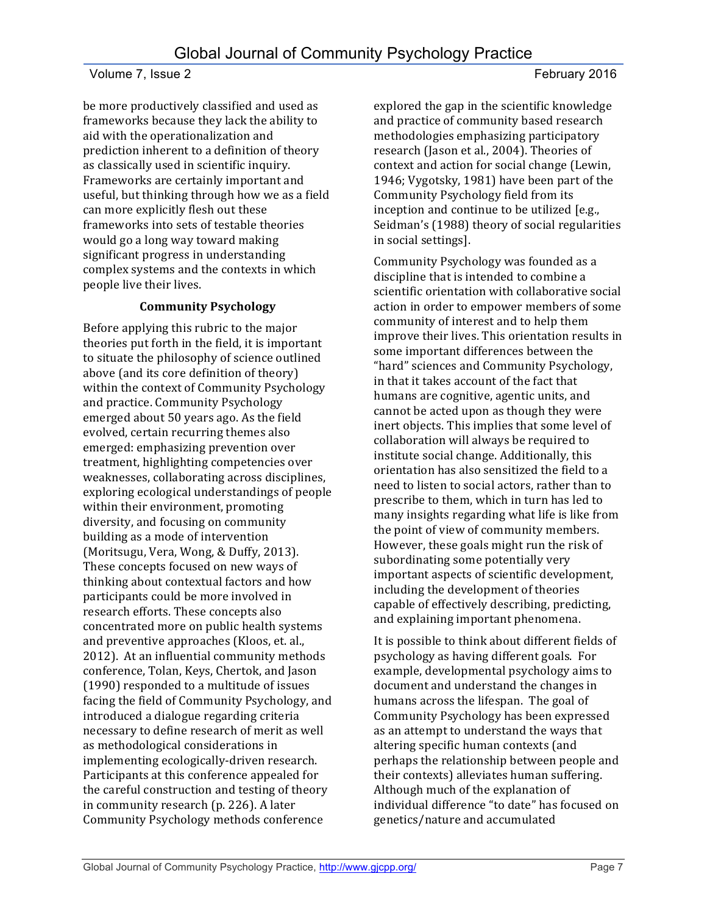be more productively classified and used as frameworks because they lack the ability to aid with the operationalization and prediction inherent to a definition of theory as classically used in scientific inquiry. Frameworks are certainly important and useful, but thinking through how we as a field can more explicitly flesh out these frameworks into sets of testable theories would go a long way toward making significant progress in understanding complex systems and the contexts in which people live their lives.

## Community Psychology

Before applying this rubric to the major theories put forth in the field, it is important to situate the philosophy of science outlined above (and its core definition of theory) within the context of Community Psychology and practice. Community Psychology emerged about 50 years ago. As the field evolved, certain recurring themes also emerged: emphasizing prevention over treatment, highlighting competencies over weaknesses, collaborating across disciplines, exploring ecological understandings of people within their environment, promoting diversity, and focusing on community building as a mode of intervention (Moritsugu, Vera, Wong, & Duffy, 2013). These concepts focused on new ways of thinking about contextual factors and how participants could be more involved in research efforts. These concepts also concentrated more on public health systems and preventive approaches (Kloos, et. al., 2012). At an influential community methods conference, Tolan, Keys, Chertok, and Jason (1990) responded to a multitude of issues facing the field of Community Psychology, and introduced a dialogue regarding criteria necessary to define research of merit as well as methodological considerations in implementing ecologically-driven research. Participants at this conference appealed for the careful construction and testing of theory in community research (p. 226). A later Community Psychology methods conference explored the gap in the scientific knowledge and practice of community based research methodologies emphasizing participatory research (Jason et al., 2004). Theories of context and action for social change (Lewin, 1946; Vygotsky, 1981) have been part of the Community Psychology field from its inception and continue to be utilized [e.g., Seidman's (1988) theory of social regularities in social settings].

Community Psychology was founded as a discipline that is intended to combine a scientific orientation with collaborative social action in order to empower members of some community of interest and to help them improve their lives. This orientation results in some important differences between the "hard" sciences and Community Psychology, in that it takes account of the fact that humans are cognitive, agentic units, and cannot be acted upon as though they were inert objects. This implies that some level of collaboration will always be required to institute social change. Additionally, this orientation has also sensitized the field to a need to listen to social actors, rather than to prescribe to them, which in turn has led to many insights regarding what life is like from the point of view of community members. However, these goals might run the risk of subordinating some potentially very important aspects of scientific development, including the development of theories capable of effectively describing, predicting, and explaining important phenomena.

It is possible to think about different fields of psychology as having different goals. For example, developmental psychology aims to document and understand the changes in humans across the lifespan. The goal of Community Psychology has been expressed as an attempt to understand the ways that altering specific human contexts (and perhaps the relationship between people and their contexts) alleviates human suffering. Although much of the explanation of individual difference "to date" has focused on genetics/nature and accumulated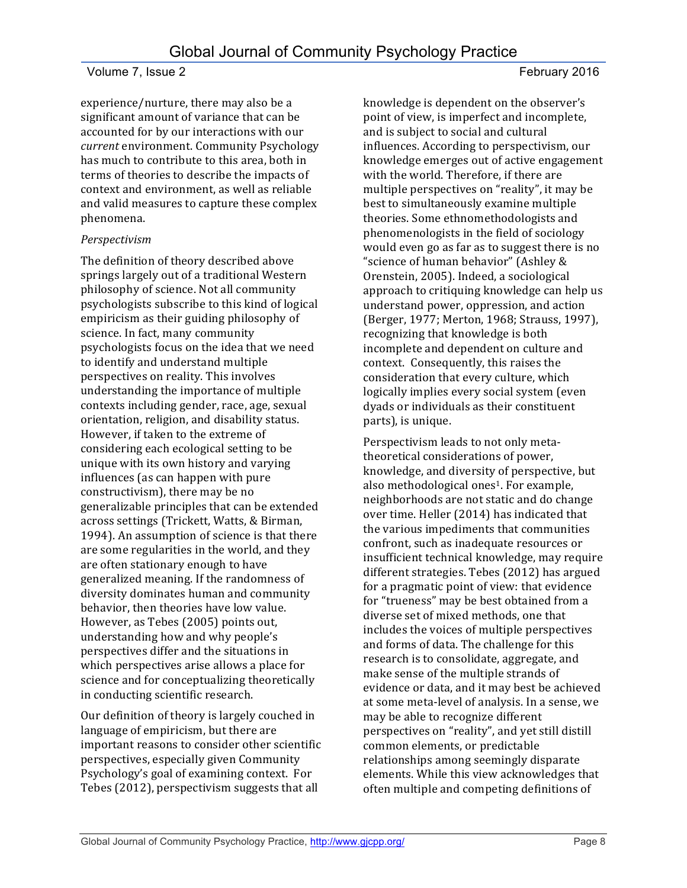experience/nurture, there may also be a significant amount of variance that can be accounted for by our interactions with our *current* environment. Community Psychology has much to contribute to this area, both in terms of theories to describe the impacts of context and environment, as well as reliable and valid measures to capture these complex phenomena.

*Perspectivism*

The definition of theory described above springs largely out of a traditional Western philosophy of science. Not all community psychologists subscribe to this kind of logical empiricism as their guiding philosophy of science. In fact, many community psychologists focus on the idea that we need to identify and understand multiple perspectives on reality. This involves understanding the importance of multiple contexts including gender, race, age, sexual orientation, religion, and disability status. However, if taken to the extreme of considering each ecological setting to be unique with its own history and varying influences (as can happen with pure constructivism), there may be no generalizable principles that can be extended across settings (Trickett, Watts, & Birman, 1994). An assumption of science is that there are some regularities in the world, and they are often stationary enough to have generalized meaning. If the randomness of diversity dominates human and community behavior, then theories have low value. However, as Tebes (2005) points out, understanding how and why people's perspectives differ and the situations in which perspectives arise allows a place for science and for conceptualizing theoretically in conducting scientific research.

Our definition of theory is largely couched in language of empiricism, but there are important reasons to consider other scientific perspectives, especially given Community Psychology's goal of examining context. For Tebes (2012), perspectivism suggests that all knowledge is dependent on the observer's point of view, is imperfect and incomplete, and is subject to social and cultural influences. According to perspectivism, our knowledge emerges out of active engagement with the world. Therefore, if there are multiple perspectives on "reality", it may be best to simultaneously examine multiple theories. Some ethnomethodologists and phenomenologists in the field of sociology would even go as far as to suggest there is no "science of human behavior" (Ashley & Orenstein, 2005). Indeed, a sociological approach to critiquing knowledge can help us understand power, oppression, and action (Berger, 1977; Merton, 1968; Strauss, 1997), recognizing that knowledge is both incomplete and dependent on culture and context. Consequently, this raises the consideration that every culture, which logically implies every social system (even dyads or individuals as their constituent parts), is unique.

Perspectivism leads to not only meta-theoretical considerations of power, knowledge, and diversity of perspective, but also methodological ones[1]. For example, neighborhoods are not static and do change over time. Heller (2014) has indicated that the various impediments that communities confront, such as inadequate resources or insufficient technical knowledge, may require different strategies. Tebes (2012) has argued for a pragmatic point of view: that evidence for "trueness" may be best obtained from a diverse set of mixed methods, one that includes the voices of multiple perspectives and forms of data. The challenge for this research is to consolidate, aggregate, and make sense of the multiple strands of evidence or data, and it may best be achieved at some meta-level of analysis. In a sense, we may be able to recognize different perspectives on "reality", and yet still distill common elements, or predictable relationships among seemingly disparate elements. While this view acknowledges that often multiple and competing definitions of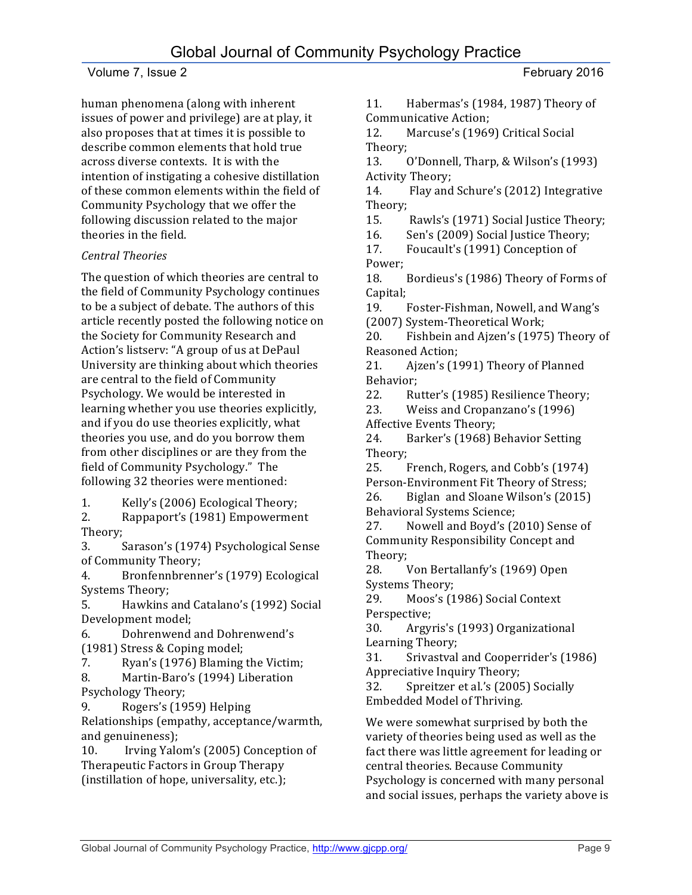human phenomena (along with inherent issues of power and privilege) are at play, it also proposes that at times it is possible to describe common elements that hold true across diverse contexts. It is with the intention of instigating a cohesive distillation of these common elements within the field of Community Psychology that we offer the following discussion related to the major theories in the field.

*Central Theories*

The question of which theories are central to the field of Community Psychology continues to be a subject of debate. The authors of this article recently posted the following notice on the Society for Community Research and Action's listserv: "A group of us at DePaul University are thinking about which theories are central to the field of Community Psychology. We would be interested in learning whether you use theories explicitly, and if you do use theories explicitly, what theories you use, and do you borrow them from other disciplines or are they from the field of Community Psychology." The following 32 theories were mentioned:

1. Kelly's (2006) Ecological Theory;
2. Rappaport's (1981) Empowerment Theory;
3. Sarason's (1974) Psychological Sense of Community Theory;
4. Bronfennbrenner's (1979) Ecological Systems Theory;
5. Hawkins and Catalano's (1992) Social Development model;
6. Dohrenwend and Dohrenwend's (1981) Stress & Coping model;
7. Ryan's (1976) Blaming the Victim;
8. Martin-Baro's (1994) Liberation Psychology Theory;
9. Rogers's (1959) Helping Relationships (empathy, acceptance/warmth, and genuineness);
10. Irving Yalom's (2005) Conception of Therapeutic Factors in Group Therapy (instillation of hope, universality, etc.);
11. Habermas's (1984, 1987) Theory of Communicative Action;
12. Marcuse's (1969) Critical Social Theory;
13. O'Donnell, Tharp, & Wilson's (1993) Activity Theory;
14. Flay and Schure's (2012) Integrative Theory;
15. Rawls's (1971) Social Justice Theory;
16. Sen's (2009) Social Justice Theory;
17. Foucault's (1991) Conception of Power;
18. Bordieus's (1986) Theory of Forms of Capital;
19. Foster-Fishman, Nowell, and Wang's (2007) System-Theoretical Work;
20. Fishbein and Ajzen's (1975) Theory of Reasoned Action;
21. Ajzen's (1991) Theory of Planned Behavior;
22. Rutter's (1985) Resilience Theory;
23. Weiss and Cropanzano's (1996) Affective Events Theory;
24. Barker's (1968) Behavior Setting Theory;
25. French, Rogers, and Cobb's (1974) Person-Environment Fit Theory of Stress;
26. Biglan and Sloane Wilson's (2015) Behavioral Systems Science;
27. Nowell and Boyd's (2010) Sense of Community Responsibility Concept and Theory;
28. Von Bertallanfy's (1969) Open Systems Theory;
29. Moos's (1986) Social Context Perspective;
30. Argyris's (1993) Organizational Learning Theory;
31. Srivastval and Cooperrider's (1986) Appreciative Inquiry Theory;
32. Spreitzer et al.'s (2005) Socially Embedded Model of Thriving.

We were somewhat surprised by both the variety of theories being used as well as the fact there was little agreement for leading or central theories. Because Community Psychology is concerned with many personal and social issues, perhaps the variety above is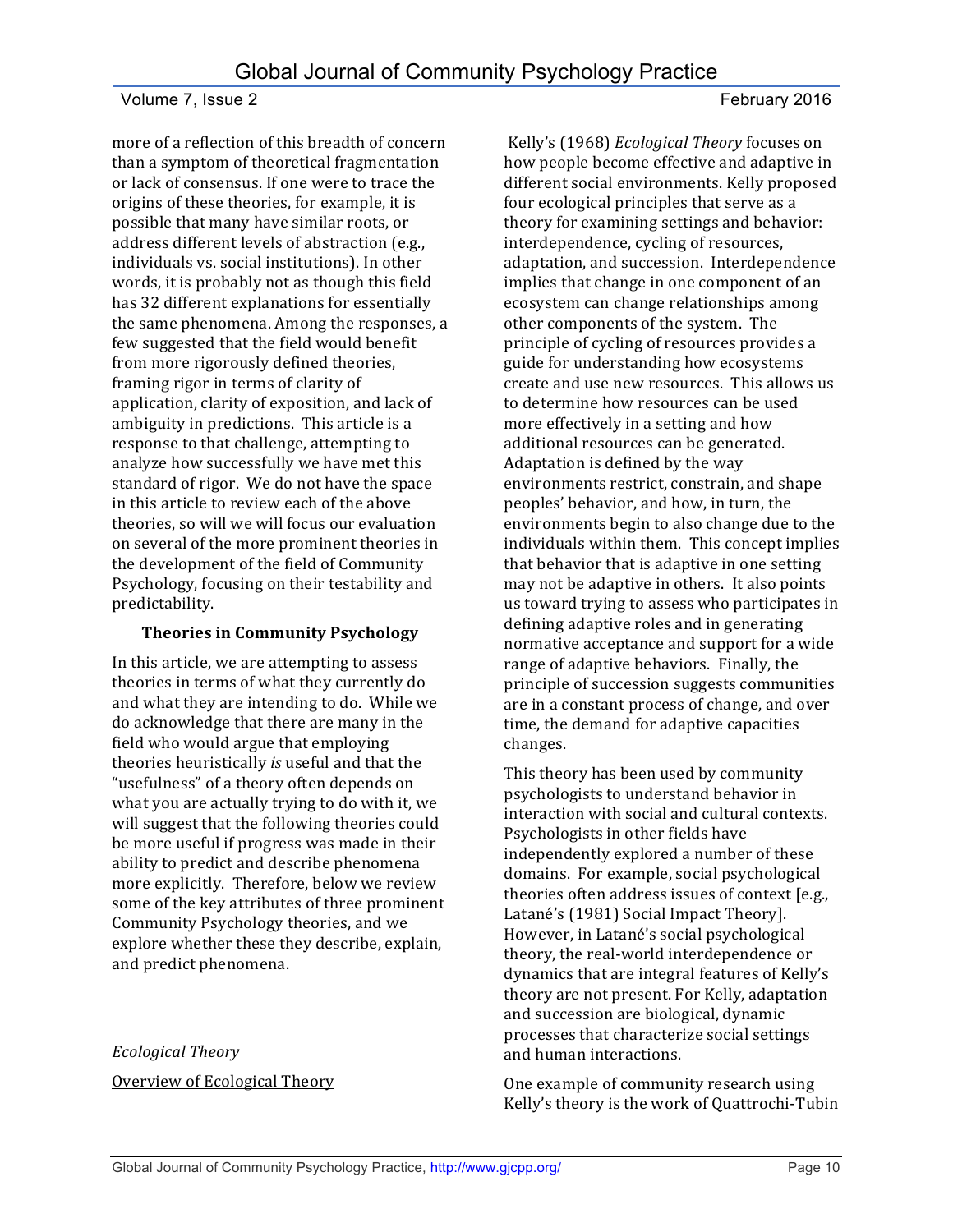more of a reflection of this breadth of concern than a symptom of theoretical fragmentation or lack of consensus. If one were to trace the origins of these theories, for example, it is possible that many have similar roots, or address different levels of abstraction (e.g., individuals vs. social institutions). In other words, it is probably not as though this field has 32 different explanations for essentially the same phenomena. Among the responses, a few suggested that the field would benefit from more rigorously defined theories, framing rigor in terms of clarity of application, clarity of exposition, and lack of ambiguity in predictions. This article is a response to that challenge, attempting to analyze how successfully we have met this standard of rigor. We do not have the space in this article to review each of the above theories, so will we will focus our evaluation on several of the more prominent theories in the development of the field of Community Psychology, focusing on their testability and predictability.

## Theories in Community Psychology

In this article, we are attempting to assess theories in terms of what they currently do and what they are intending to do. While we do acknowledge that there are many in the field who would argue that employing theories heuristically *is* useful and that the "usefulness" of a theory often depends on what you are actually trying to do with it, we will suggest that the following theories could be more useful if progress was made in their ability to predict and describe phenomena more explicitly. Therefore, below we review some of the key attributes of three prominent Community Psychology theories, and we explore whether these they describe, explain, and predict phenomena.

### *Ecological Theory*

Overview of Ecological Theory

Kelly's (1968) *Ecological Theory* focuses on how people become effective and adaptive in different social environments. Kelly proposed four ecological principles that serve as a theory for examining settings and behavior: interdependence, cycling of resources, adaptation, and succession. Interdependence implies that change in one component of an ecosystem can change relationships among other components of the system. The principle of cycling of resources provides a guide for understanding how ecosystems create and use new resources. This allows us to determine how resources can be used more effectively in a setting and how additional resources can be generated. Adaptation is defined by the way environments restrict, constrain, and shape peoples' behavior, and how, in turn, the environments begin to also change due to the individuals within them. This concept implies that behavior that is adaptive in one setting may not be adaptive in others. It also points us toward trying to assess who participates in defining adaptive roles and in generating normative acceptance and support for a wide range of adaptive behaviors. Finally, the principle of succession suggests communities are in a constant process of change, and over time, the demand for adaptive capacities changes.

This theory has been used by community psychologists to understand behavior in interaction with social and cultural contexts. Psychologists in other fields have independently explored a number of these domains. For example, social psychological theories often address issues of context [e.g., Latané's (1981) Social Impact Theory]. However, in Latané's social psychological theory, the real-world interdependence or dynamics that are integral features of Kelly's theory are not present. For Kelly, adaptation and succession are biological, dynamic processes that characterize social settings and human interactions.

One example of community research using Kelly's theory is the work of Quattrochi-Tubin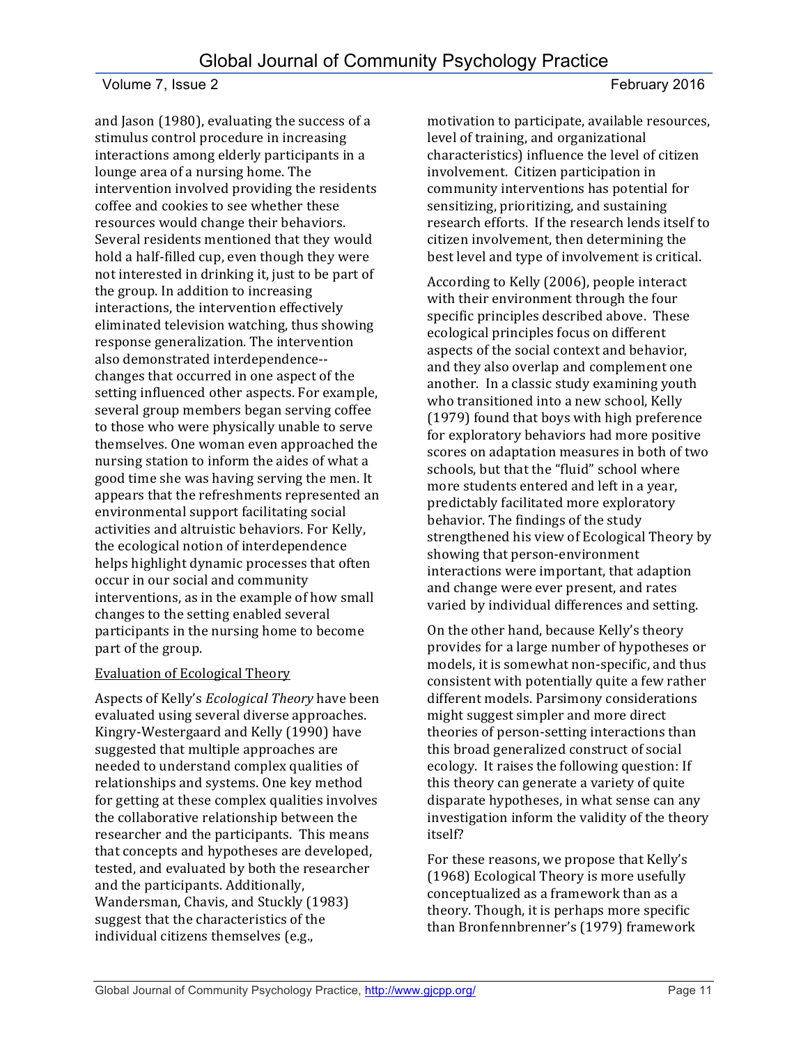and Jason (1980), evaluating the success of a stimulus control procedure in increasing interactions among elderly participants in a lounge area of a nursing home. The intervention involved providing the residents coffee and cookies to see whether these resources would change their behaviors. Several residents mentioned that they would hold a half-filled cup, even though they were not interested in drinking it, just to be part of the group. In addition to increasing interactions, the intervention effectively eliminated television watching, thus showing response generalization. The intervention also demonstrated interdependence--changes that occurred in one aspect of the setting influenced other aspects. For example, several group members began serving coffee to those who were physically unable to serve themselves. One woman even approached the nursing station to inform the aides of what a good time she was having serving the men. It appears that the refreshments represented an environmental support facilitating social activities and altruistic behaviors. For Kelly, the ecological notion of interdependence helps highlight dynamic processes that often occur in our social and community interventions, as in the example of how small changes to the setting enabled several participants in the nursing home to become part of the group.

## Evaluation of Ecological Theory

Aspects of Kelly's *Ecological Theory* have been evaluated using several diverse approaches. Kingry-Westergaard and Kelly (1990) have suggested that multiple approaches are needed to understand complex qualities of relationships and systems. One key method for getting at these complex qualities involves the collaborative relationship between the researcher and the participants. This means that concepts and hypotheses are developed, tested, and evaluated by both the researcher and the participants. Additionally, Wandersman, Chavis, and Stuckly (1983) suggest that the characteristics of the individual citizens themselves (e.g., motivation to participate, available resources, level of training, and organizational characteristics) influence the level of citizen involvement. Citizen participation in community interventions has potential for sensitizing, prioritizing, and sustaining research efforts. If the research lends itself to citizen involvement, then determining the best level and type of involvement is critical.

According to Kelly (2006), people interact with their environment through the four specific principles described above. These ecological principles focus on different aspects of the social context and behavior, and they also overlap and complement one another. In a classic study examining youth who transitioned into a new school, Kelly (1979) found that boys with high preference for exploratory behaviors had more positive scores on adaptation measures in both of two schools, but that the "fluid" school where more students entered and left in a year, predictably facilitated more exploratory behavior. The findings of the study strengthened his view of Ecological Theory by showing that person-environment interactions were important, that adaption and change were ever present, and rates varied by individual differences and setting.

On the other hand, because Kelly's theory provides for a large number of hypotheses or models, it is somewhat non-specific, and thus consistent with potentially quite a few rather different models. Parsimony considerations might suggest simpler and more direct theories of person-setting interactions than this broad generalized construct of social ecology. It raises the following question: If this theory can generate a variety of quite disparate hypotheses, in what sense can any investigation inform the validity of the theory itself?

For these reasons, we propose that Kelly's (1968) Ecological Theory is more usefully conceptualized as a framework than as a theory. Though, it is perhaps more specific than Bronfennbrenner's (1979) framework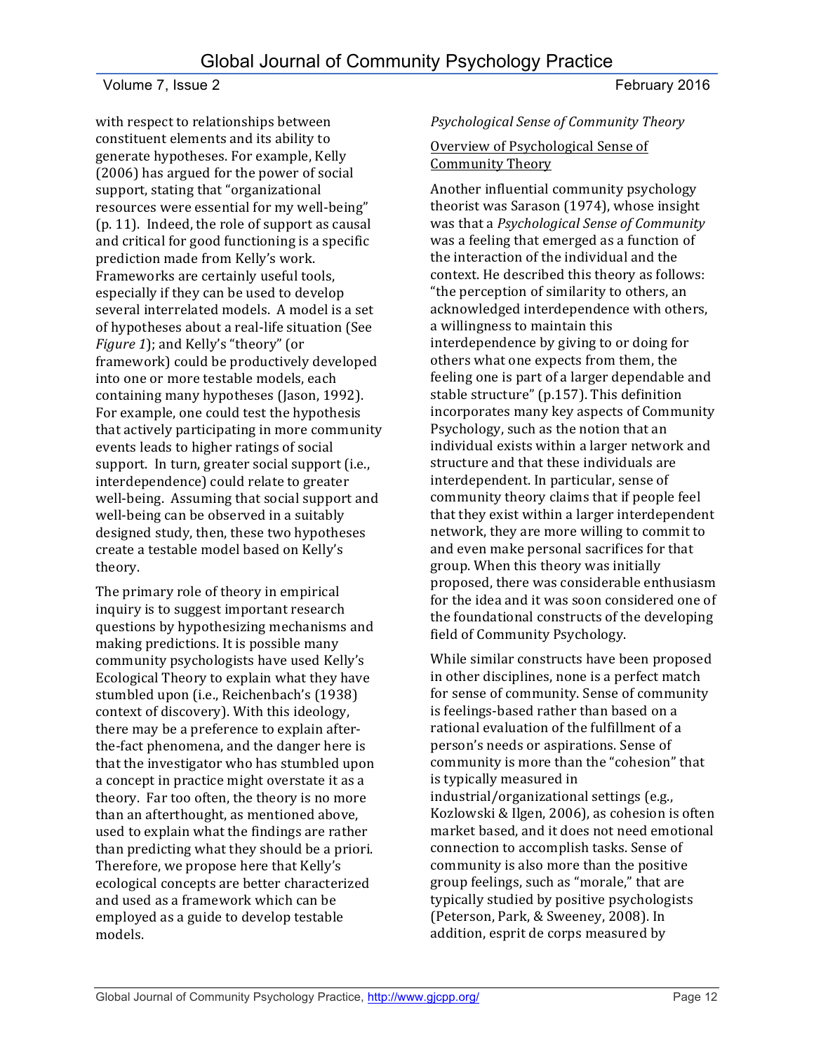with respect to relationships between constituent elements and its ability to generate hypotheses. For example, Kelly (2006) has argued for the power of social support, stating that "organizational resources were essential for my well-being" (p. 11). Indeed, the role of support as causal and critical for good functioning is a specific prediction made from Kelly's work. Frameworks are certainly useful tools, especially if they can be used to develop several interrelated models. A model is a set of hypotheses about a real-life situation (See *Figure 1*); and Kelly's "theory" (or framework) could be productively developed into one or more testable models, each containing many hypotheses (Jason, 1992). For example, one could test the hypothesis that actively participating in more community events leads to higher ratings of social support. In turn, greater social support (i.e., interdependence) could relate to greater well-being. Assuming that social support and well-being can be observed in a suitably designed study, then, these two hypotheses create a testable model based on Kelly's theory.

The primary role of theory in empirical inquiry is to suggest important research questions by hypothesizing mechanisms and making predictions. It is possible many community psychologists have used Kelly's Ecological Theory to explain what they have stumbled upon (i.e., Reichenbach's (1938) context of discovery). With this ideology, there may be a preference to explain after-the-fact phenomena, and the danger here is that the investigator who has stumbled upon a concept in practice might overstate it as a theory. Far too often, the theory is no more than an afterthought, as mentioned above, used to explain what the findings are rather than predicting what they should be a priori. Therefore, we propose here that Kelly's ecological concepts are better characterized and used as a framework which can be employed as a guide to develop testable models.

### *Psychological Sense of Community Theory*

#### Overview of Psychological Sense of Community Theory

Another influential community psychology theorist was Sarason (1974), whose insight was that a *Psychological Sense of Community* was a feeling that emerged as a function of the interaction of the individual and the context. He described this theory as follows: "the perception of similarity to others, an acknowledged interdependence with others, a willingness to maintain this interdependence by giving to or doing for others what one expects from them, the feeling one is part of a larger dependable and stable structure" (p.157). This definition incorporates many key aspects of Community Psychology, such as the notion that an individual exists within a larger network and structure and that these individuals are interdependent. In particular, sense of community theory claims that if people feel that they exist within a larger interdependent network, they are more willing to commit to and even make personal sacrifices for that group. When this theory was initially proposed, there was considerable enthusiasm for the idea and it was soon considered one of the foundational constructs of the developing field of Community Psychology.

While similar constructs have been proposed in other disciplines, none is a perfect match for sense of community. Sense of community is feelings-based rather than based on a rational evaluation of the fulfillment of a person's needs or aspirations. Sense of community is more than the "cohesion" that is typically measured in industrial/organizational settings (e.g., Kozlowski & Ilgen, 2006), as cohesion is often market based, and it does not need emotional connection to accomplish tasks. Sense of community is also more than the positive group feelings, such as "morale," that are typically studied by positive psychologists (Peterson, Park, & Sweeney, 2008). In addition, esprit de corps measured by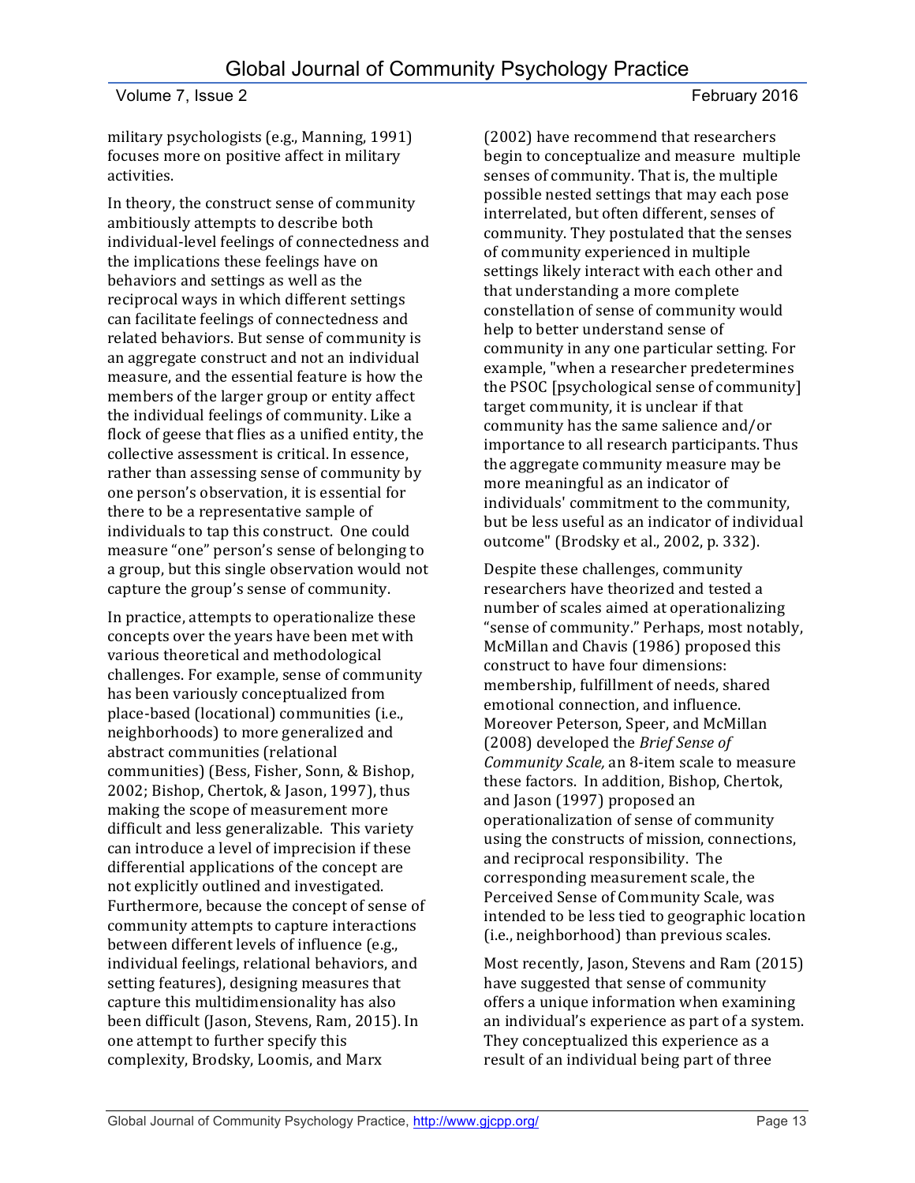military psychologists (e.g., Manning, 1991) focuses more on positive affect in military activities.

In theory, the construct sense of community ambitiously attempts to describe both individual-level feelings of connectedness and the implications these feelings have on behaviors and settings as well as the reciprocal ways in which different settings can facilitate feelings of connectedness and related behaviors. But sense of community is an aggregate construct and not an individual measure, and the essential feature is how the members of the larger group or entity affect the individual feelings of community. Like a flock of geese that flies as a unified entity, the collective assessment is critical. In essence, rather than assessing sense of community by one person's observation, it is essential for there to be a representative sample of individuals to tap this construct. One could measure "one" person's sense of belonging to a group, but this single observation would not capture the group's sense of community.

In practice, attempts to operationalize these concepts over the years have been met with various theoretical and methodological challenges. For example, sense of community has been variously conceptualized from place-based (locational) communities (i.e., neighborhoods) to more generalized and abstract communities (relational communities) (Bess, Fisher, Sonn, & Bishop, 2002; Bishop, Chertok, & Jason, 1997), thus making the scope of measurement more difficult and less generalizable. This variety can introduce a level of imprecision if these differential applications of the concept are not explicitly outlined and investigated. Furthermore, because the concept of sense of community attempts to capture interactions between different levels of influence (e.g., individual feelings, relational behaviors, and setting features), designing measures that capture this multidimensionality has also been difficult (Jason, Stevens, Ram, 2015). In one attempt to further specify this complexity, Brodsky, Loomis, and Marx (2002) have recommend that researchers begin to conceptualize and measure multiple senses of community. That is, the multiple possible nested settings that may each pose interrelated, but often different, senses of community. They postulated that the senses of community experienced in multiple settings likely interact with each other and that understanding a more complete constellation of sense of community would help to better understand sense of community in any one particular setting. For example, "when a researcher predetermines the PSOC [psychological sense of community] target community, it is unclear if that community has the same salience and/or importance to all research participants. Thus the aggregate community measure may be more meaningful as an indicator of individuals' commitment to the community, but be less useful as an indicator of individual outcome" (Brodsky et al., 2002, p. 332).

Despite these challenges, community researchers have theorized and tested a number of scales aimed at operationalizing "sense of community." Perhaps, most notably, McMillan and Chavis (1986) proposed this construct to have four dimensions: membership, fulfillment of needs, shared emotional connection, and influence. Moreover Peterson, Speer, and McMillan (2008) developed the *Brief Sense of Community Scale,* an 8-item scale to measure these factors. In addition, Bishop, Chertok, and Jason (1997) proposed an operationalization of sense of community using the constructs of mission, connections, and reciprocal responsibility. The corresponding measurement scale, the Perceived Sense of Community Scale, was intended to be less tied to geographic location (i.e., neighborhood) than previous scales.

Most recently, Jason, Stevens and Ram (2015) have suggested that sense of community offers a unique information when examining an individual's experience as part of a system. They conceptualized this experience as a result of an individual being part of three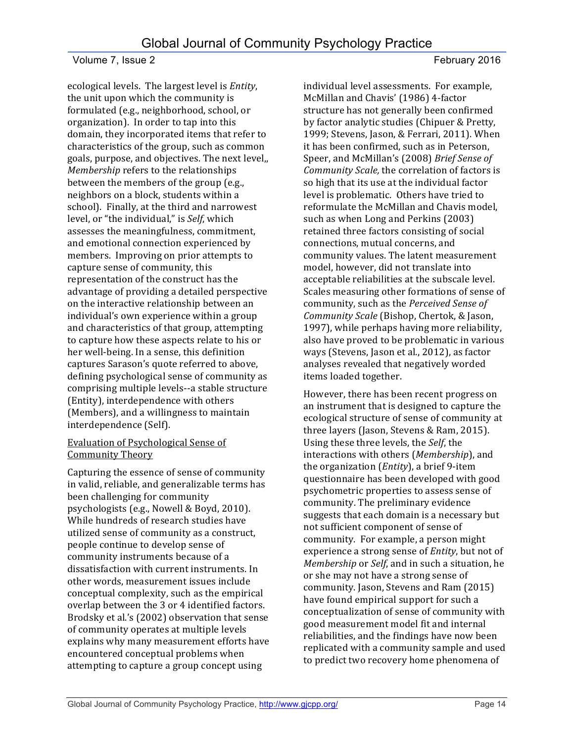ecological levels. The largest level is *Entity*, the unit upon which the community is formulated (e.g., neighborhood, school, or organization). In order to tap into this domain, they incorporated items that refer to characteristics of the group, such as common goals, purpose, and objectives. The next level,, *Membership* refers to the relationships between the members of the group (e.g., neighbors on a block, students within a school). Finally, at the third and narrowest level, or "the individual," is *Self*, which assesses the meaningfulness, commitment, and emotional connection experienced by members. Improving on prior attempts to capture sense of community, this representation of the construct has the advantage of providing a detailed perspective on the interactive relationship between an individual's own experience within a group and characteristics of that group, attempting to capture how these aspects relate to his or her well-being. In a sense, this definition captures Sarason's quote referred to above, defining psychological sense of community as comprising multiple levels--a stable structure (Entity), interdependence with others (Members), and a willingness to maintain interdependence (Self).

## Evaluation of Psychological Sense of Community Theory

Capturing the essence of sense of community in valid, reliable, and generalizable terms has been challenging for community psychologists (e.g., Nowell & Boyd, 2010). While hundreds of research studies have utilized sense of community as a construct, people continue to develop sense of community instruments because of a dissatisfaction with current instruments. In other words, measurement issues include conceptual complexity, such as the empirical overlap between the 3 or 4 identified factors. Brodsky et al.'s (2002) observation that sense of community operates at multiple levels explains why many measurement efforts have encountered conceptual problems when attempting to capture a group concept using individual level assessments. For example, McMillan and Chavis' (1986) 4-factor structure has not generally been confirmed by factor analytic studies (Chipuer & Pretty, 1999; Stevens, Jason, & Ferrari, 2011). When it has been confirmed, such as in Peterson, Speer, and McMillan's (2008) *Brief Sense of Community Scale,* the correlation of factors is so high that its use at the individual factor level is problematic. Others have tried to reformulate the McMillan and Chavis model, such as when Long and Perkins (2003) retained three factors consisting of social connections, mutual concerns, and community values. The latent measurement model, however, did not translate into acceptable reliabilities at the subscale level. Scales measuring other formations of sense of community, such as the *Perceived Sense of Community Scale* (Bishop, Chertok, & Jason, 1997), while perhaps having more reliability, also have proved to be problematic in various ways (Stevens, Jason et al., 2012), as factor analyses revealed that negatively worded items loaded together.

However, there has been recent progress on an instrument that is designed to capture the ecological structure of sense of community at three layers (Jason, Stevens & Ram, 2015). Using these three levels, the *Self*, the interactions with others (*Membership*), and the organization (*Entity*), a brief 9-item questionnaire has been developed with good psychometric properties to assess sense of community. The preliminary evidence suggests that each domain is a necessary but not sufficient component of sense of community. For example, a person might experience a strong sense of *Entity*, but not of *Membership* or *Self*, and in such a situation, he or she may not have a strong sense of community. Jason, Stevens and Ram (2015) have found empirical support for such a conceptualization of sense of community with good measurement model fit and internal reliabilities, and the findings have now been replicated with a community sample and used to predict two recovery home phenomena of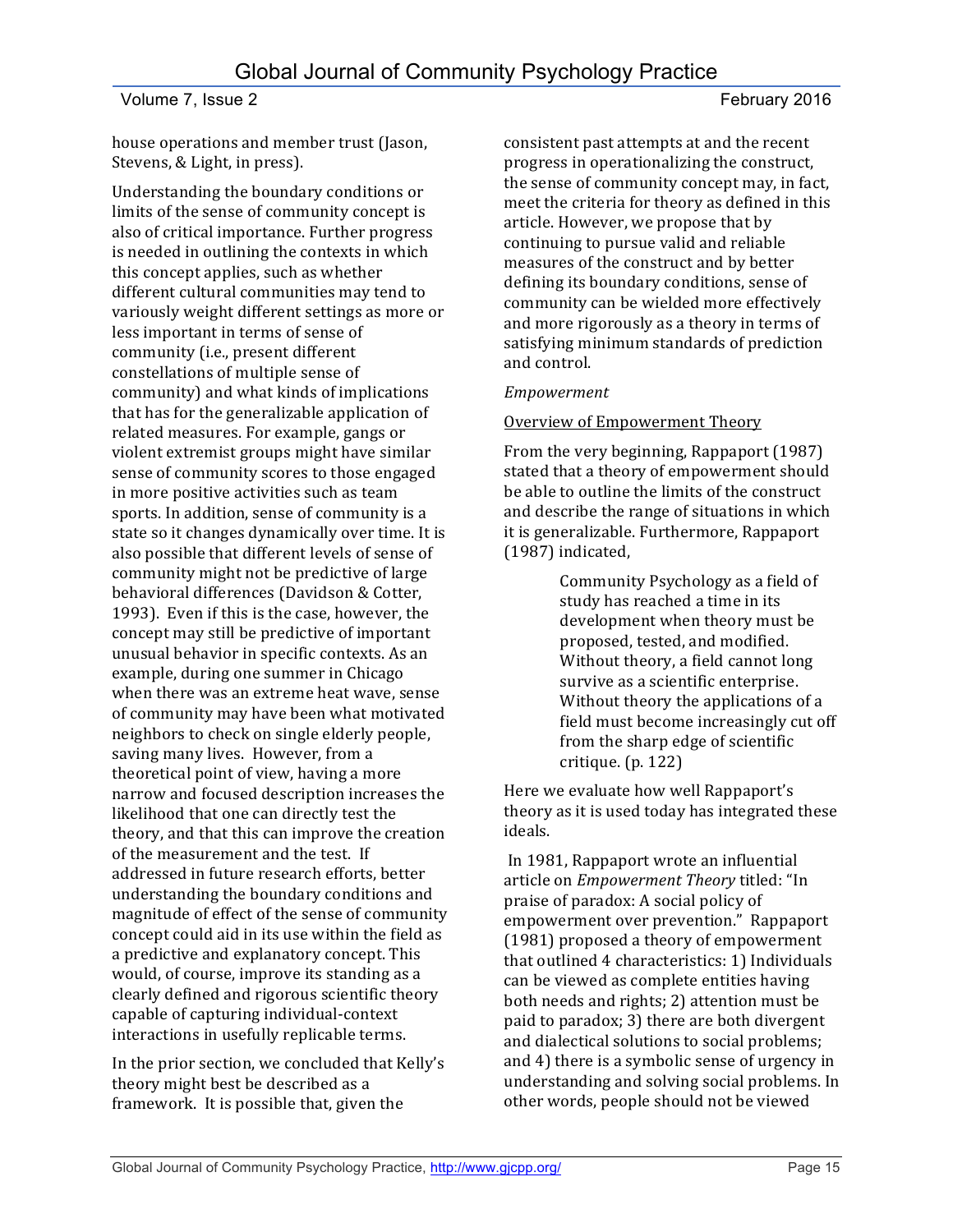house operations and member trust (Jason, Stevens, & Light, in press).

Understanding the boundary conditions or limits of the sense of community concept is also of critical importance. Further progress is needed in outlining the contexts in which this concept applies, such as whether different cultural communities may tend to variously weight different settings as more or less important in terms of sense of community (i.e., present different constellations of multiple sense of community) and what kinds of implications that has for the generalizable application of related measures. For example, gangs or violent extremist groups might have similar sense of community scores to those engaged in more positive activities such as team sports. In addition, sense of community is a state so it changes dynamically over time. It is also possible that different levels of sense of community might not be predictive of large behavioral differences (Davidson & Cotter, 1993). Even if this is the case, however, the concept may still be predictive of important unusual behavior in specific contexts. As an example, during one summer in Chicago when there was an extreme heat wave, sense of community may have been what motivated neighbors to check on single elderly people, saving many lives. However, from a theoretical point of view, having a more narrow and focused description increases the likelihood that one can directly test the theory, and that this can improve the creation of the measurement and the test. If addressed in future research efforts, better understanding the boundary conditions and magnitude of effect of the sense of community concept could aid in its use within the field as a predictive and explanatory concept. This would, of course, improve its standing as a clearly defined and rigorous scientific theory capable of capturing individual-context interactions in usefully replicable terms.

In the prior section, we concluded that Kelly's theory might best be described as a framework. It is possible that, given the consistent past attempts at and the recent progress in operationalizing the construct, the sense of community concept may, in fact, meet the criteria for theory as defined in this article. However, we propose that by continuing to pursue valid and reliable measures of the construct and by better defining its boundary conditions, sense of community can be wielded more effectively and more rigorously as a theory in terms of satisfying minimum standards of prediction and control.

*Empowerment*

<u>Overview of Empowerment Theory</u>

From the very beginning, Rappaport (1987) stated that a theory of empowerment should be able to outline the limits of the construct and describe the range of situations in which it is generalizable. Furthermore, Rappaport (1987) indicated,

> Community Psychology as a field of study has reached a time in its development when theory must be proposed, tested, and modified. Without theory, a field cannot long survive as a scientific enterprise. Without theory the applications of a field must become increasingly cut off from the sharp edge of scientific critique. (p. 122)

Here we evaluate how well Rappaport's theory as it is used today has integrated these ideals.

In 1981, Rappaport wrote an influential article on *Empowerment Theory* titled: "In praise of paradox: A social policy of empowerment over prevention." Rappaport (1981) proposed a theory of empowerment that outlined 4 characteristics: 1) Individuals can be viewed as complete entities having both needs and rights; 2) attention must be paid to paradox; 3) there are both divergent and dialectical solutions to social problems; and 4) there is a symbolic sense of urgency in understanding and solving social problems. In other words, people should not be viewed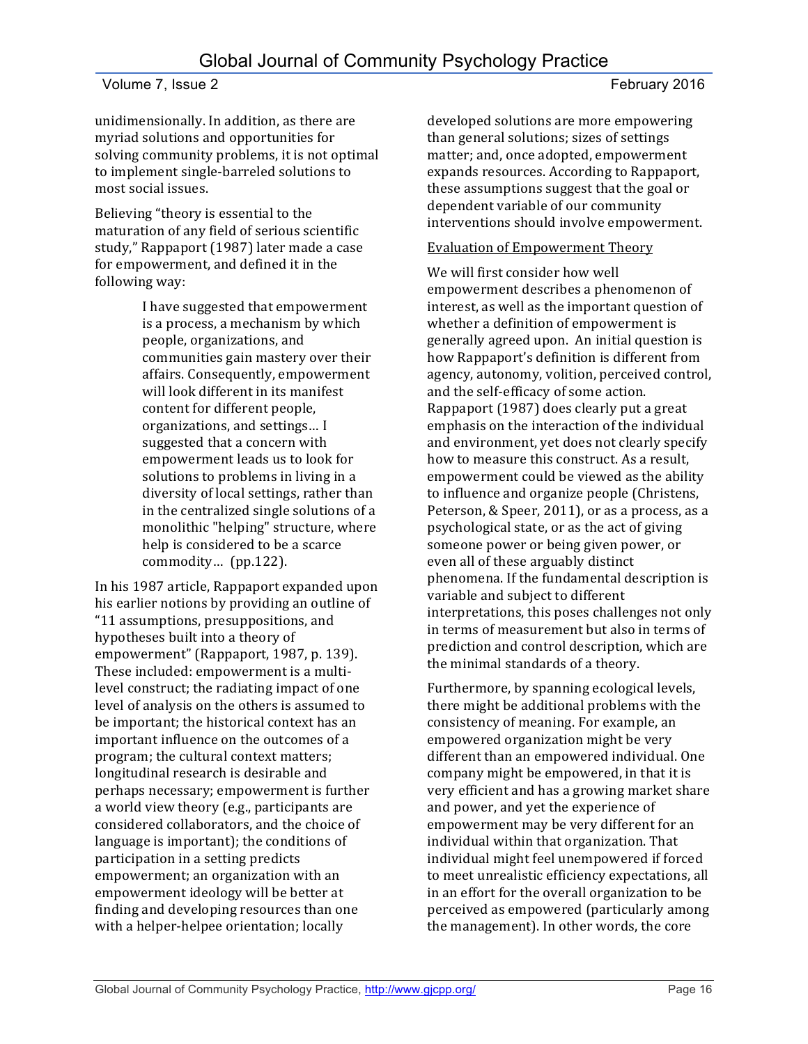unidimensionally. In addition, as there are myriad solutions and opportunities for solving community problems, it is not optimal to implement single-barreled solutions to most social issues.

Believing "theory is essential to the maturation of any field of serious scientific study," Rappaport (1987) later made a case for empowerment, and defined it in the following way:

> I have suggested that empowerment is a process, a mechanism by which people, organizations, and communities gain mastery over their affairs. Consequently, empowerment will look different in its manifest content for different people, organizations, and settings… I suggested that a concern with empowerment leads us to look for solutions to problems in living in a diversity of local settings, rather than in the centralized single solutions of a monolithic "helping" structure, where help is considered to be a scarce commodity… (pp.122).

In his 1987 article, Rappaport expanded upon his earlier notions by providing an outline of "11 assumptions, presuppositions, and hypotheses built into a theory of empowerment" (Rappaport, 1987, p. 139). These included: empowerment is a multi-level construct; the radiating impact of one level of analysis on the others is assumed to be important; the historical context has an important influence on the outcomes of a program; the cultural context matters; longitudinal research is desirable and perhaps necessary; empowerment is further a world view theory (e.g., participants are considered collaborators, and the choice of language is important); the conditions of participation in a setting predicts empowerment; an organization with an empowerment ideology will be better at finding and developing resources than one with a helper-helpee orientation; locally developed solutions are more empowering than general solutions; sizes of settings matter; and, once adopted, empowerment expands resources. According to Rappaport, these assumptions suggest that the goal or dependent variable of our community interventions should involve empowerment.

Evaluation of Empowerment Theory

We will first consider how well empowerment describes a phenomenon of interest, as well as the important question of whether a definition of empowerment is generally agreed upon. An initial question is how Rappaport's definition is different from agency, autonomy, volition, perceived control, and the self-efficacy of some action. Rappaport (1987) does clearly put a great emphasis on the interaction of the individual and environment, yet does not clearly specify how to measure this construct. As a result, empowerment could be viewed as the ability to influence and organize people (Christens, Peterson, & Speer, 2011), or as a process, as a psychological state, or as the act of giving someone power or being given power, or even all of these arguably distinct phenomena. If the fundamental description is variable and subject to different interpretations, this poses challenges not only in terms of measurement but also in terms of prediction and control description, which are the minimal standards of a theory.

Furthermore, by spanning ecological levels, there might be additional problems with the consistency of meaning. For example, an empowered organization might be very different than an empowered individual. One company might be empowered, in that it is very efficient and has a growing market share and power, and yet the experience of empowerment may be very different for an individual within that organization. That individual might feel unempowered if forced to meet unrealistic efficiency expectations, all in an effort for the overall organization to be perceived as empowered (particularly among the management). In other words, the core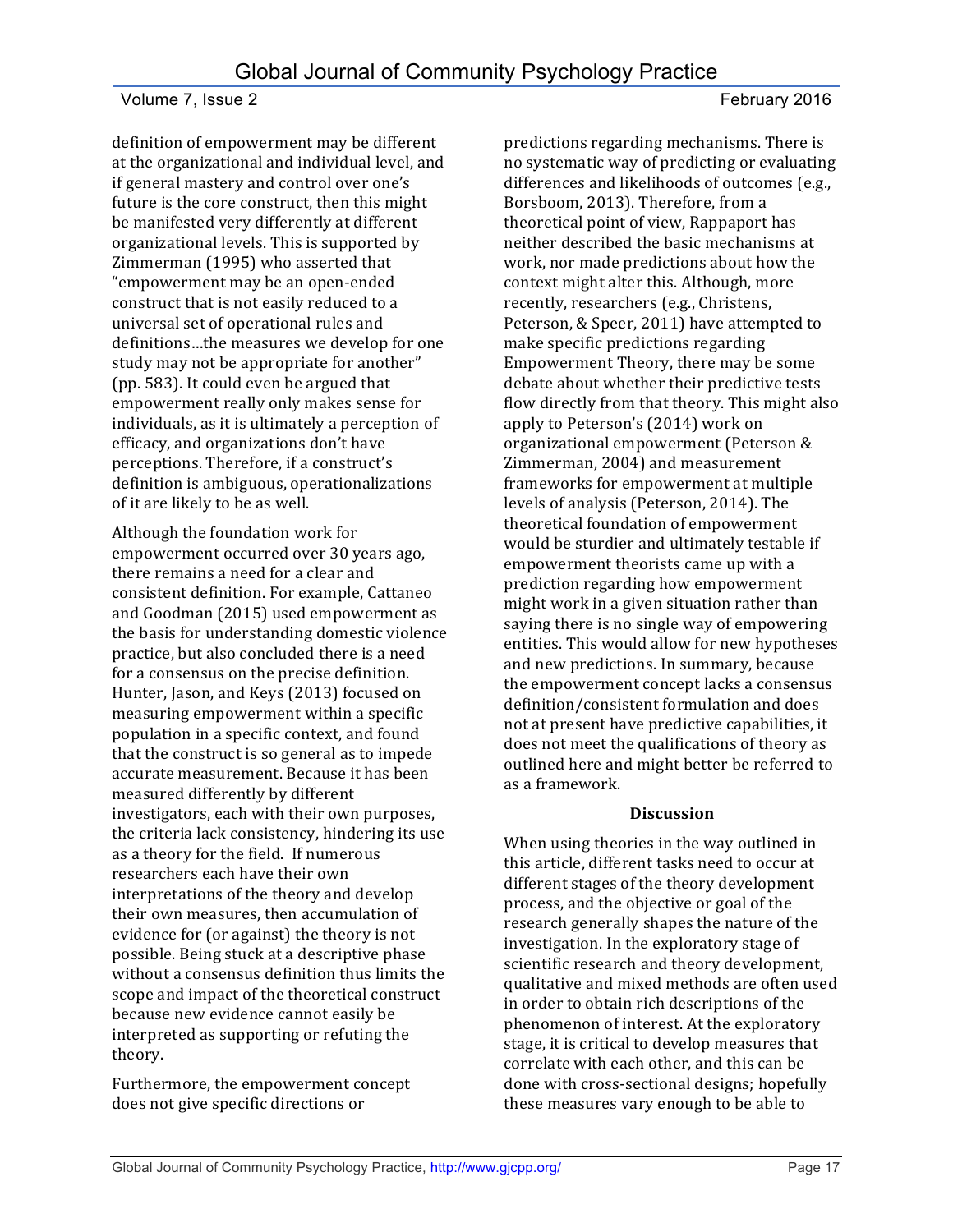definition of empowerment may be different at the organizational and individual level, and if general mastery and control over one's future is the core construct, then this might be manifested very differently at different organizational levels. This is supported by Zimmerman (1995) who asserted that "empowerment may be an open-ended construct that is not easily reduced to a universal set of operational rules and definitions…the measures we develop for one study may not be appropriate for another" (pp. 583). It could even be argued that empowerment really only makes sense for individuals, as it is ultimately a perception of efficacy, and organizations don't have perceptions. Therefore, if a construct's definition is ambiguous, operationalizations of it are likely to be as well.

Although the foundation work for empowerment occurred over 30 years ago, there remains a need for a clear and consistent definition. For example, Cattaneo and Goodman (2015) used empowerment as the basis for understanding domestic violence practice, but also concluded there is a need for a consensus on the precise definition. Hunter, Jason, and Keys (2013) focused on measuring empowerment within a specific population in a specific context, and found that the construct is so general as to impede accurate measurement. Because it has been measured differently by different investigators, each with their own purposes, the criteria lack consistency, hindering its use as a theory for the field. If numerous researchers each have their own interpretations of the theory and develop their own measures, then accumulation of evidence for (or against) the theory is not possible. Being stuck at a descriptive phase without a consensus definition thus limits the scope and impact of the theoretical construct because new evidence cannot easily be interpreted as supporting or refuting the theory.

Furthermore, the empowerment concept does not give specific directions or predictions regarding mechanisms. There is no systematic way of predicting or evaluating differences and likelihoods of outcomes (e.g., Borsboom, 2013). Therefore, from a theoretical point of view, Rappaport has neither described the basic mechanisms at work, nor made predictions about how the context might alter this. Although, more recently, researchers (e.g., Christens, Peterson, & Speer, 2011) have attempted to make specific predictions regarding Empowerment Theory, there may be some debate about whether their predictive tests flow directly from that theory. This might also apply to Peterson's (2014) work on organizational empowerment (Peterson & Zimmerman, 2004) and measurement frameworks for empowerment at multiple levels of analysis (Peterson, 2014). The theoretical foundation of empowerment would be sturdier and ultimately testable if empowerment theorists came up with a prediction regarding how empowerment might work in a given situation rather than saying there is no single way of empowering entities. This would allow for new hypotheses and new predictions. In summary, because the empowerment concept lacks a consensus definition/consistent formulation and does not at present have predictive capabilities, it does not meet the qualifications of theory as outlined here and might better be referred to as a framework.

## Discussion

When using theories in the way outlined in this article, different tasks need to occur at different stages of the theory development process, and the objective or goal of the research generally shapes the nature of the investigation. In the exploratory stage of scientific research and theory development, qualitative and mixed methods are often used in order to obtain rich descriptions of the phenomenon of interest. At the exploratory stage, it is critical to develop measures that correlate with each other, and this can be done with cross-sectional designs; hopefully these measures vary enough to be able to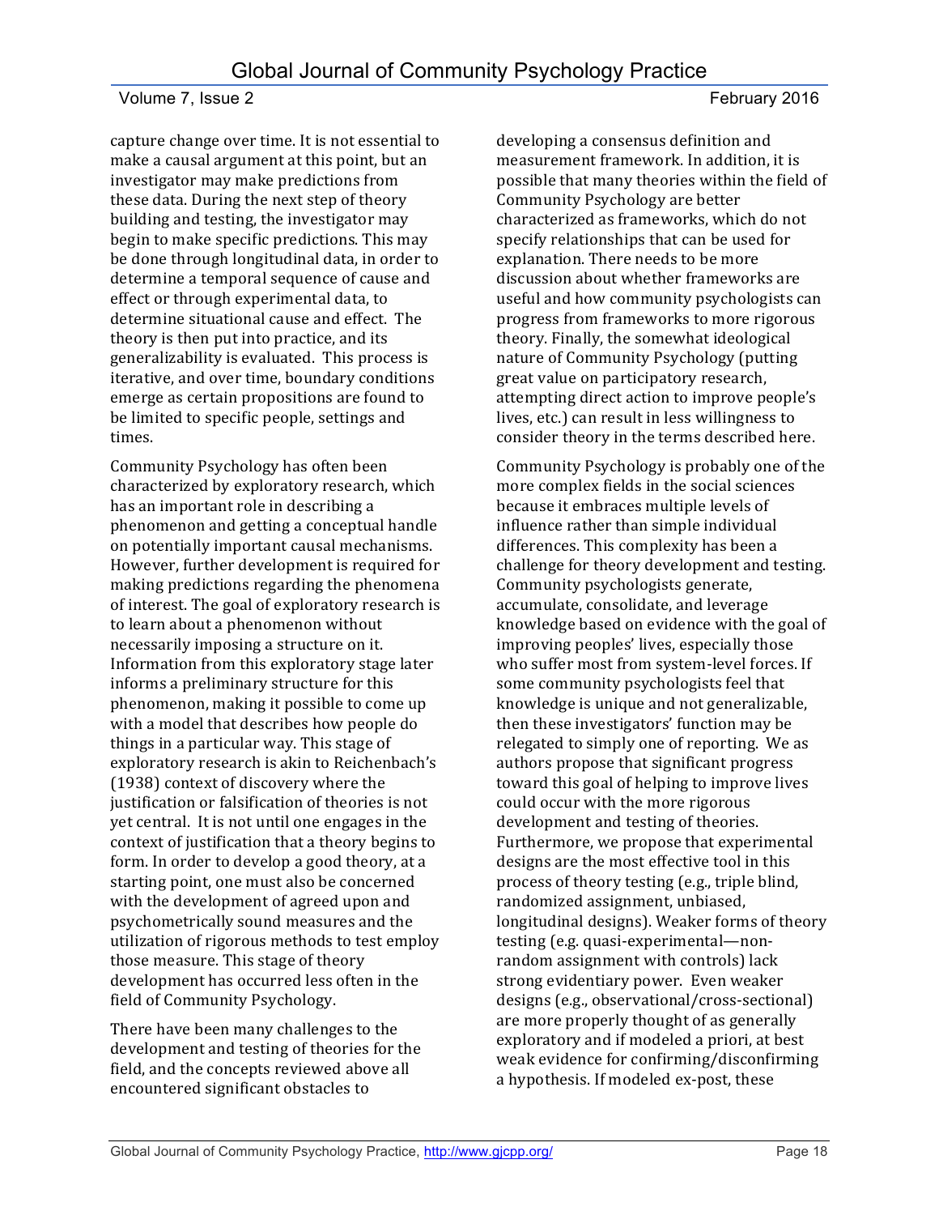capture change over time. It is not essential to make a causal argument at this point, but an investigator may make predictions from these data. During the next step of theory building and testing, the investigator may begin to make specific predictions. This may be done through longitudinal data, in order to determine a temporal sequence of cause and effect or through experimental data, to determine situational cause and effect. The theory is then put into practice, and its generalizability is evaluated. This process is iterative, and over time, boundary conditions emerge as certain propositions are found to be limited to specific people, settings and times.

Community Psychology has often been characterized by exploratory research, which has an important role in describing a phenomenon and getting a conceptual handle on potentially important causal mechanisms. However, further development is required for making predictions regarding the phenomena of interest. The goal of exploratory research is to learn about a phenomenon without necessarily imposing a structure on it. Information from this exploratory stage later informs a preliminary structure for this phenomenon, making it possible to come up with a model that describes how people do things in a particular way. This stage of exploratory research is akin to Reichenbach's (1938) context of discovery where the justification or falsification of theories is not yet central. It is not until one engages in the context of justification that a theory begins to form. In order to develop a good theory, at a starting point, one must also be concerned with the development of agreed upon and psychometrically sound measures and the utilization of rigorous methods to test employ those measure. This stage of theory development has occurred less often in the field of Community Psychology.

There have been many challenges to the development and testing of theories for the field, and the concepts reviewed above all encountered significant obstacles to developing a consensus definition and measurement framework. In addition, it is possible that many theories within the field of Community Psychology are better characterized as frameworks, which do not specify relationships that can be used for explanation. There needs to be more discussion about whether frameworks are useful and how community psychologists can progress from frameworks to more rigorous theory. Finally, the somewhat ideological nature of Community Psychology (putting great value on participatory research, attempting direct action to improve people's lives, etc.) can result in less willingness to consider theory in the terms described here.

Community Psychology is probably one of the more complex fields in the social sciences because it embraces multiple levels of influence rather than simple individual differences. This complexity has been a challenge for theory development and testing. Community psychologists generate, accumulate, consolidate, and leverage knowledge based on evidence with the goal of improving peoples' lives, especially those who suffer most from system-level forces. If some community psychologists feel that knowledge is unique and not generalizable, then these investigators' function may be relegated to simply one of reporting. We as authors propose that significant progress toward this goal of helping to improve lives could occur with the more rigorous development and testing of theories. Furthermore, we propose that experimental designs are the most effective tool in this process of theory testing (e.g., triple blind, randomized assignment, unbiased, longitudinal designs). Weaker forms of theory testing (e.g. quasi-experimental—non-random assignment with controls) lack strong evidentiary power. Even weaker designs (e.g., observational/cross-sectional) are more properly thought of as generally exploratory and if modeled a priori, at best weak evidence for confirming/disconfirming a hypothesis. If modeled ex-post, these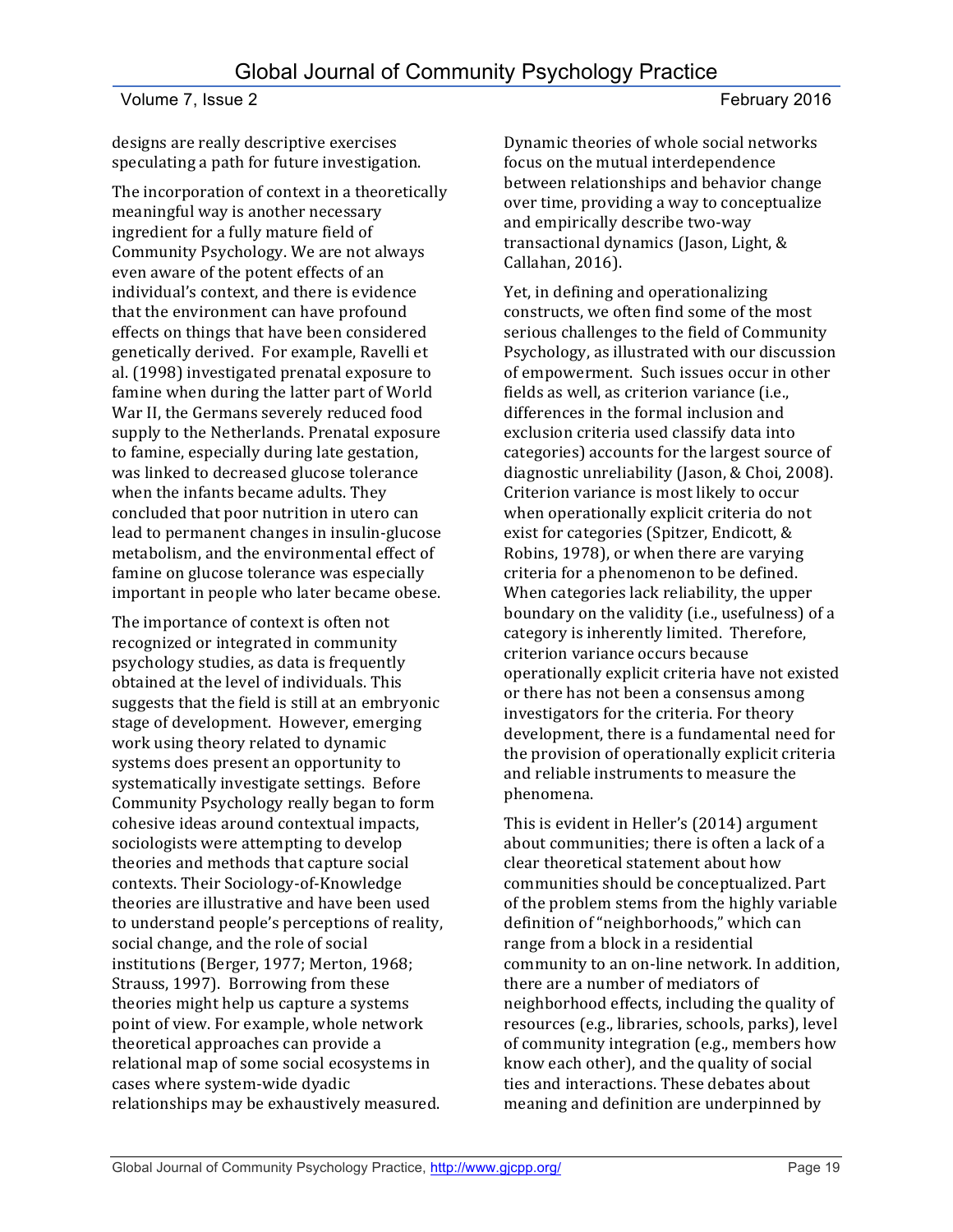designs are really descriptive exercises speculating a path for future investigation.

The incorporation of context in a theoretically meaningful way is another necessary ingredient for a fully mature field of Community Psychology. We are not always even aware of the potent effects of an individual's context, and there is evidence that the environment can have profound effects on things that have been considered genetically derived. For example, Ravelli et al. (1998) investigated prenatal exposure to famine when during the latter part of World War II, the Germans severely reduced food supply to the Netherlands. Prenatal exposure to famine, especially during late gestation, was linked to decreased glucose tolerance when the infants became adults. They concluded that poor nutrition in utero can lead to permanent changes in insulin-glucose metabolism, and the environmental effect of famine on glucose tolerance was especially important in people who later became obese.

The importance of context is often not recognized or integrated in community psychology studies, as data is frequently obtained at the level of individuals. This suggests that the field is still at an embryonic stage of development. However, emerging work using theory related to dynamic systems does present an opportunity to systematically investigate settings. Before Community Psychology really began to form cohesive ideas around contextual impacts, sociologists were attempting to develop theories and methods that capture social contexts. Their Sociology-of-Knowledge theories are illustrative and have been used to understand people's perceptions of reality, social change, and the role of social institutions (Berger, 1977; Merton, 1968; Strauss, 1997). Borrowing from these theories might help us capture a systems point of view. For example, whole network theoretical approaches can provide a relational map of some social ecosystems in cases where system-wide dyadic relationships may be exhaustively measured. Dynamic theories of whole social networks focus on the mutual interdependence between relationships and behavior change over time, providing a way to conceptualize and empirically describe two-way transactional dynamics (Jason, Light, & Callahan, 2016).

Yet, in defining and operationalizing constructs, we often find some of the most serious challenges to the field of Community Psychology, as illustrated with our discussion of empowerment. Such issues occur in other fields as well, as criterion variance (i.e., differences in the formal inclusion and exclusion criteria used classify data into categories) accounts for the largest source of diagnostic unreliability (Jason, & Choi, 2008). Criterion variance is most likely to occur when operationally explicit criteria do not exist for categories (Spitzer, Endicott, & Robins, 1978), or when there are varying criteria for a phenomenon to be defined. When categories lack reliability, the upper boundary on the validity (i.e., usefulness) of a category is inherently limited. Therefore, criterion variance occurs because operationally explicit criteria have not existed or there has not been a consensus among investigators for the criteria. For theory development, there is a fundamental need for the provision of operationally explicit criteria and reliable instruments to measure the phenomena.

This is evident in Heller's (2014) argument about communities; there is often a lack of a clear theoretical statement about how communities should be conceptualized. Part of the problem stems from the highly variable definition of "neighborhoods," which can range from a block in a residential community to an on-line network. In addition, there are a number of mediators of neighborhood effects, including the quality of resources (e.g., libraries, schools, parks), level of community integration (e.g., members how know each other), and the quality of social ties and interactions. These debates about meaning and definition are underpinned by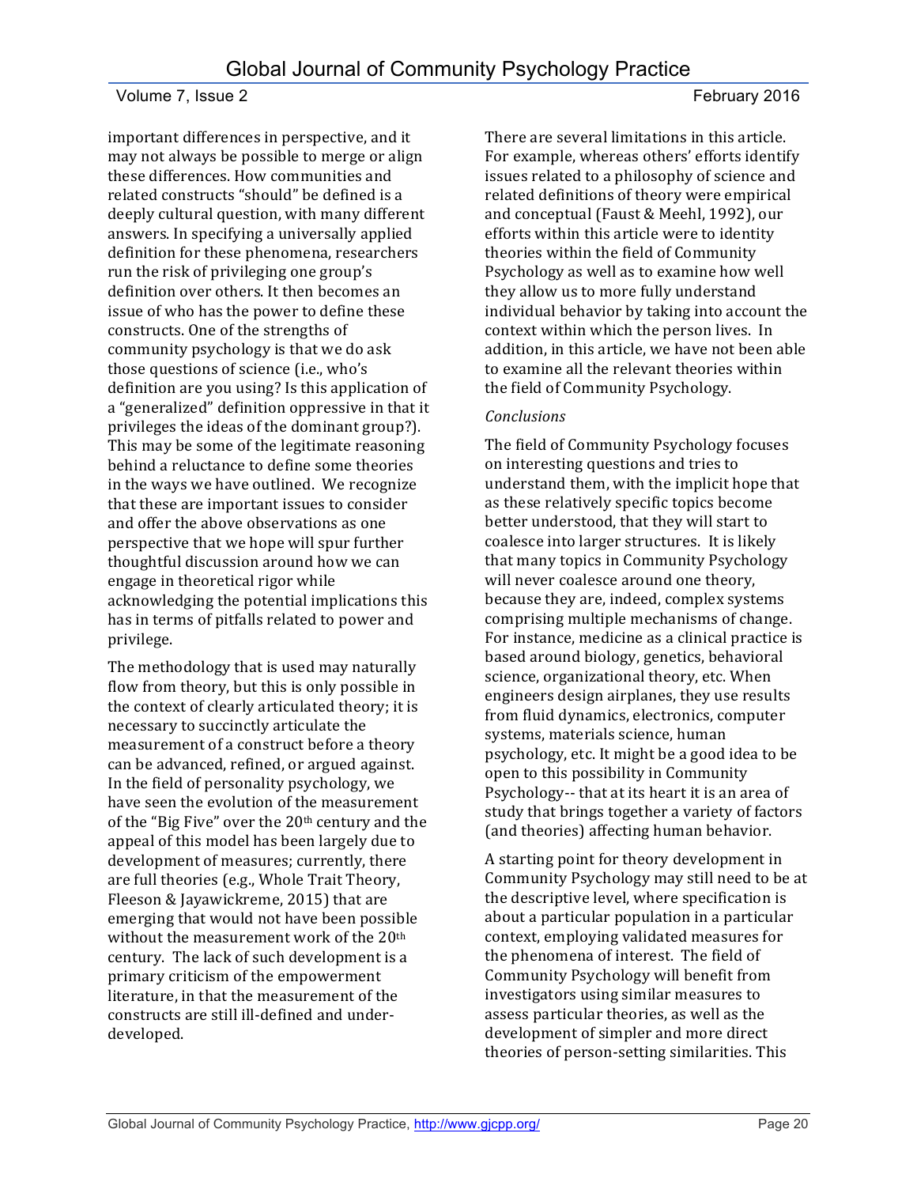important differences in perspective, and it may not always be possible to merge or align these differences. How communities and related constructs "should" be defined is a deeply cultural question, with many different answers. In specifying a universally applied definition for these phenomena, researchers run the risk of privileging one group's definition over others. It then becomes an issue of who has the power to define these constructs. One of the strengths of community psychology is that we do ask those questions of science (i.e., who's definition are you using? Is this application of a "generalized" definition oppressive in that it privileges the ideas of the dominant group?). This may be some of the legitimate reasoning behind a reluctance to define some theories in the ways we have outlined. We recognize that these are important issues to consider and offer the above observations as one perspective that we hope will spur further thoughtful discussion around how we can engage in theoretical rigor while acknowledging the potential implications this has in terms of pitfalls related to power and privilege.

The methodology that is used may naturally flow from theory, but this is only possible in the context of clearly articulated theory; it is necessary to succinctly articulate the measurement of a construct before a theory can be advanced, refined, or argued against. In the field of personality psychology, we have seen the evolution of the measurement of the "Big Five" over the 20th century and the appeal of this model has been largely due to development of measures; currently, there are full theories (e.g., Whole Trait Theory, Fleeson & Jayawickreme, 2015) that are emerging that would not have been possible without the measurement work of the 20th century. The lack of such development is a primary criticism of the empowerment literature, in that the measurement of the constructs are still ill-defined and under-developed.

There are several limitations in this article. For example, whereas others' efforts identify issues related to a philosophy of science and related definitions of theory were empirical and conceptual (Faust & Meehl, 1992), our efforts within this article were to identity theories within the field of Community Psychology as well as to examine how well they allow us to more fully understand individual behavior by taking into account the context within which the person lives. In addition, in this article, we have not been able to examine all the relevant theories within the field of Community Psychology.

*Conclusions*

The field of Community Psychology focuses on interesting questions and tries to understand them, with the implicit hope that as these relatively specific topics become better understood, that they will start to coalesce into larger structures. It is likely that many topics in Community Psychology will never coalesce around one theory, because they are, indeed, complex systems comprising multiple mechanisms of change. For instance, medicine as a clinical practice is based around biology, genetics, behavioral science, organizational theory, etc. When engineers design airplanes, they use results from fluid dynamics, electronics, computer systems, materials science, human psychology, etc. It might be a good idea to be open to this possibility in Community Psychology-- that at its heart it is an area of study that brings together a variety of factors (and theories) affecting human behavior.

A starting point for theory development in Community Psychology may still need to be at the descriptive level, where specification is about a particular population in a particular context, employing validated measures for the phenomena of interest. The field of Community Psychology will benefit from investigators using similar measures to assess particular theories, as well as the development of simpler and more direct theories of person-setting similarities. This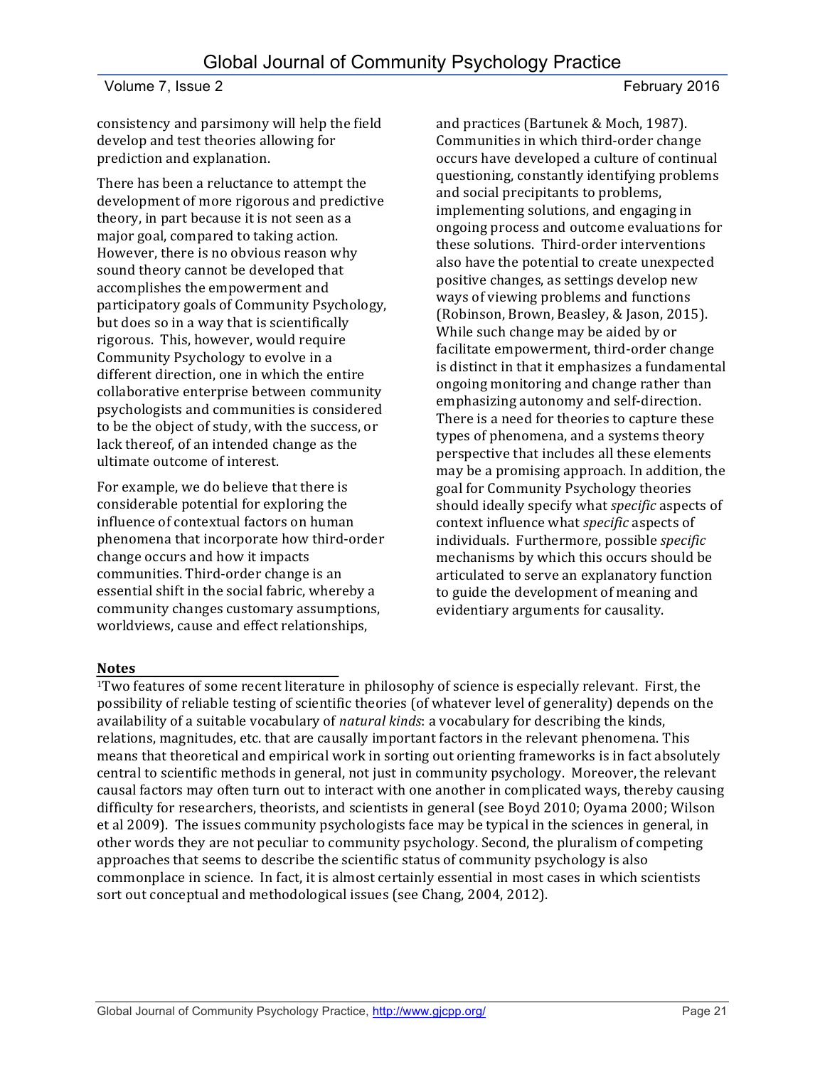consistency and parsimony will help the field develop and test theories allowing for prediction and explanation.

There has been a reluctance to attempt the development of more rigorous and predictive theory, in part because it is not seen as a major goal, compared to taking action. However, there is no obvious reason why sound theory cannot be developed that accomplishes the empowerment and participatory goals of Community Psychology, but does so in a way that is scientifically rigorous. This, however, would require Community Psychology to evolve in a different direction, one in which the entire collaborative enterprise between community psychologists and communities is considered to be the object of study, with the success, or lack thereof, of an intended change as the ultimate outcome of interest.

For example, we do believe that there is considerable potential for exploring the influence of contextual factors on human phenomena that incorporate how third-order change occurs and how it impacts communities. Third-order change is an essential shift in the social fabric, whereby a community changes customary assumptions, worldviews, cause and effect relationships, and practices (Bartunek & Moch, 1987). Communities in which third-order change occurs have developed a culture of continual questioning, constantly identifying problems and social precipitants to problems, implementing solutions, and engaging in ongoing process and outcome evaluations for these solutions. Third-order interventions also have the potential to create unexpected positive changes, as settings develop new ways of viewing problems and functions (Robinson, Brown, Beasley, & Jason, 2015). While such change may be aided by or facilitate empowerment, third-order change is distinct in that it emphasizes a fundamental ongoing monitoring and change rather than emphasizing autonomy and self-direction. There is a need for theories to capture these types of phenomena, and a systems theory perspective that includes all these elements may be a promising approach. In addition, the goal for Community Psychology theories should ideally specify what *specific* aspects of context influence what *specific* aspects of individuals. Furthermore, possible *specific* mechanisms by which this occurs should be articulated to serve an explanatory function to guide the development of meaning and evidentiary arguments for causality.

**Notes**

[1]Two features of some recent literature in philosophy of science is especially relevant. First, the possibility of reliable testing of scientific theories (of whatever level of generality) depends on the availability of a suitable vocabulary of *natural kinds*: a vocabulary for describing the kinds, relations, magnitudes, etc. that are causally important factors in the relevant phenomena. This means that theoretical and empirical work in sorting out orienting frameworks is in fact absolutely central to scientific methods in general, not just in community psychology. Moreover, the relevant causal factors may often turn out to interact with one another in complicated ways, thereby causing difficulty for researchers, theorists, and scientists in general (see Boyd 2010; Oyama 2000; Wilson et al 2009). The issues community psychologists face may be typical in the sciences in general, in other words they are not peculiar to community psychology. Second, the pluralism of competing approaches that seems to describe the scientific status of community psychology is also commonplace in science. In fact, it is almost certainly essential in most cases in which scientists sort out conceptual and methodological issues (see Chang, 2004, 2012).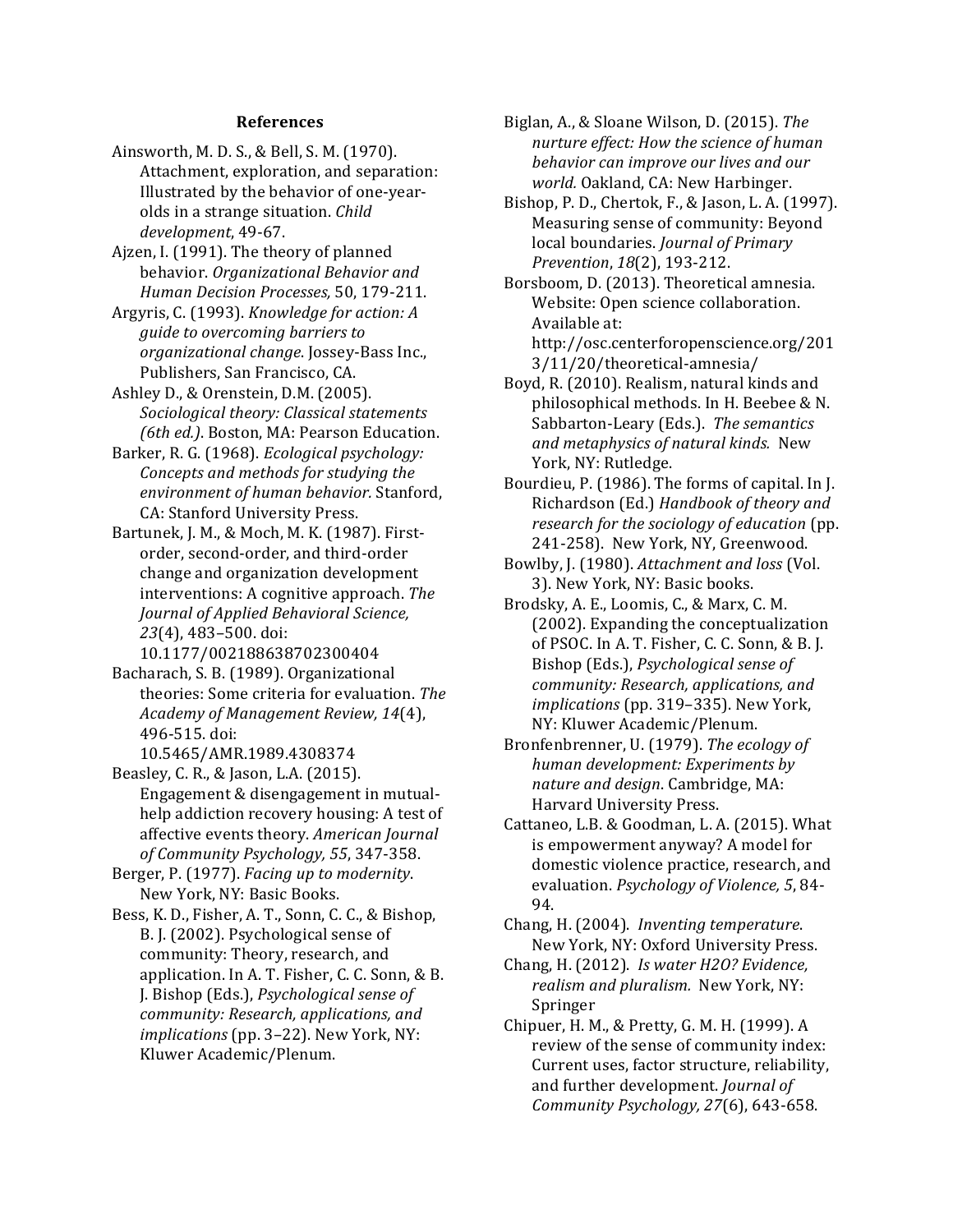## References

Ainsworth, M. D. S., & Bell, S. M. (1970). Attachment, exploration, and separation: Illustrated by the behavior of one-year-olds in a strange situation. *Child development*, 49-67.

Ajzen, I. (1991). The theory of planned behavior. *Organizational Behavior and Human Decision Processes,* 50, 179-211.

Argyris, C. (1993). *Knowledge for action: A guide to overcoming barriers to organizational change*. Jossey-Bass Inc., Publishers, San Francisco, CA.

Ashley D., & Orenstein, D.M. (2005). *Sociological theory: Classical statements (6th ed.)*. Boston, MA: Pearson Education.

Barker, R. G. (1968). *Ecological psychology: Concepts and methods for studying the environment of human behavior.* Stanford, CA: Stanford University Press.

Bartunek, J. M., & Moch, M. K. (1987). First-order, second-order, and third-order change and organization development interventions: A cognitive approach. *The Journal of Applied Behavioral Science, 23*(4), 483–500. doi: 10.1177/002188638702300404

Bacharach, S. B. (1989). Organizational theories: Some criteria for evaluation. *The Academy of Management Review, 14*(4), 496-515. doi: 10.5465/AMR.1989.4308374

Beasley, C. R., & Jason, L.A. (2015). Engagement & disengagement in mutual-help addiction recovery housing: A test of affective events theory. *American Journal of Community Psychology, 55*, 347-358.

Berger, P. (1977). *Facing up to modernity*. New York, NY: Basic Books.

Bess, K. D., Fisher, A. T., Sonn, C. C., & Bishop, B. J. (2002). Psychological sense of community: Theory, research, and application. In A. T. Fisher, C. C. Sonn, & B. J. Bishop (Eds.), *Psychological sense of community: Research, applications, and implications* (pp. 3–22). New York, NY: Kluwer Academic/Plenum.

Biglan, A., & Sloane Wilson, D. (2015). *The nurture effect: How the science of human behavior can improve our lives and our world.* Oakland, CA: New Harbinger.

Bishop, P. D., Chertok, F., & Jason, L. A. (1997). Measuring sense of community: Beyond local boundaries. *Journal of Primary Prevention*, *18*(2), 193-212.

Borsboom, D. (2013). Theoretical amnesia. Website: Open science collaboration. Available at: http://osc.centerforopenscience.org/2013/11/20/theoretical-amnesia/

Boyd, R. (2010). Realism, natural kinds and philosophical methods. In H. Beebee & N. Sabbarton-Leary (Eds.). *The semantics and metaphysics of natural kinds.* New York, NY: Rutledge.

Bourdieu, P. (1986). The forms of capital. In J. Richardson (Ed.) *Handbook of theory and research for the sociology of education* (pp. 241-258). New York, NY, Greenwood.

Bowlby, J. (1980). *Attachment and loss* (Vol. 3). New York, NY: Basic books.

Brodsky, A. E., Loomis, C., & Marx, C. M. (2002). Expanding the conceptualization of PSOC. In A. T. Fisher, C. C. Sonn, & B. J. Bishop (Eds.), *Psychological sense of community: Research, applications, and implications* (pp. 319–335). New York, NY: Kluwer Academic/Plenum.

Bronfenbrenner, U. (1979). *The ecology of human development: Experiments by nature and design*. Cambridge, MA: Harvard University Press.

Cattaneo, L.B. & Goodman, L. A. (2015). What is empowerment anyway? A model for domestic violence practice, research, and evaluation. *Psychology of Violence, 5*, 84-94.

Chang, H. (2004). *Inventing temperature*. New York, NY: Oxford University Press.

Chang, H. (2012). *Is water H2O? Evidence, realism and pluralism.* New York, NY: Springer

Chipuer, H. M., & Pretty, G. M. H. (1999). A review of the sense of community index: Current uses, factor structure, reliability, and further development. *Journal of Community Psychology, 27*(6), 643-658.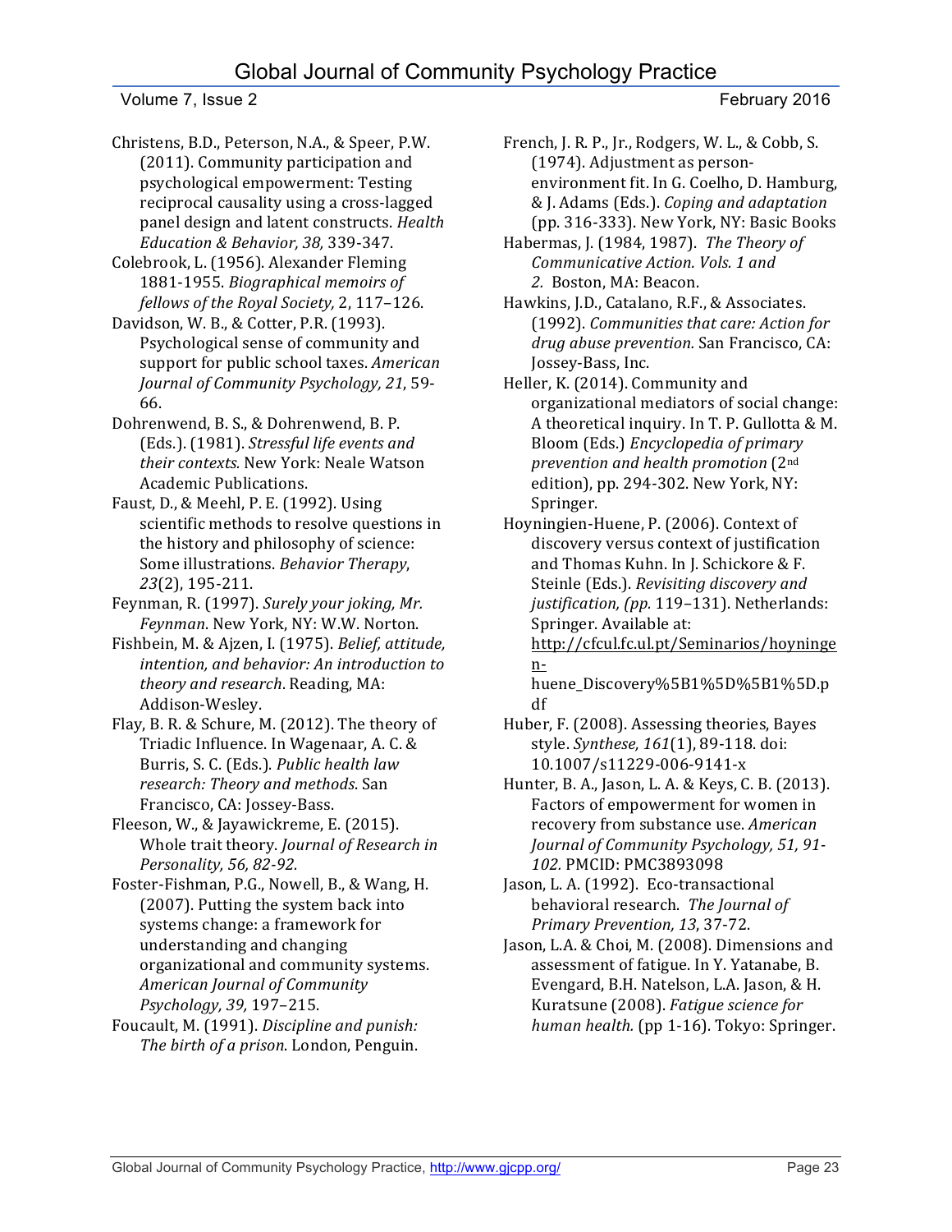Christens, B.D., Peterson, N.A., & Speer, P.W. (2011). Community participation and psychological empowerment: Testing reciprocal causality using a cross-lagged panel design and latent constructs. *Health Education & Behavior, 38,* 339-347.

Colebrook, L. (1956). Alexander Fleming 1881-1955. *Biographical memoirs of fellows of the Royal Society,* 2, 117–126.

Davidson, W. B., & Cotter, P.R. (1993). Psychological sense of community and support for public school taxes. *American Journal of Community Psychology, 21*, 59-66.

Dohrenwend, B. S., & Dohrenwend, B. P. (Eds.). (1981). *Stressful life events and their contexts.* New York: Neale Watson Academic Publications.

Faust, D., & Meehl, P. E. (1992). Using scientific methods to resolve questions in the history and philosophy of science: Some illustrations. *Behavior Therapy*, *23*(2), 195-211.

Feynman, R. (1997). *Surely your joking, Mr. Feynman*. New York, NY: W.W. Norton.

Fishbein, M. & Ajzen, I. (1975). *Belief, attitude, intention, and behavior: An introduction to theory and research*. Reading, MA: Addison-Wesley.

Flay, B. R. & Schure, M. (2012). The theory of Triadic Influence. In Wagenaar, A. C. & Burris, S. C. (Eds.). *Public health law research: Theory and methods*. San Francisco, CA: Jossey-Bass.

Fleeson, W., & Jayawickreme, E. (2015). Whole trait theory. *Journal of Research in Personality, 56, 82-92.*

Foster-Fishman, P.G., Nowell, B., & Wang, H. (2007). Putting the system back into systems change: a framework for understanding and changing organizational and community systems. *American Journal of Community Psychology, 39,* 197–215.

Foucault, M. (1991). *Discipline and punish: The birth of a prison*. London, Penguin.

French, J. R. P., Jr., Rodgers, W. L., & Cobb, S. (1974). Adjustment as person-environment fit. In G. Coelho, D. Hamburg, & J. Adams (Eds.). *Coping and adaptation* (pp. 316-333). New York, NY: Basic Books

Habermas, J. (1984, 1987). *The Theory of Communicative Action. Vols. 1 and 2.* Boston, MA: Beacon.

Hawkins, J.D., Catalano, R.F., & Associates. (1992). *Communities that care: Action for drug abuse prevention.* San Francisco, CA: Jossey-Bass, Inc.

Heller, K. (2014). Community and organizational mediators of social change: A theoretical inquiry. In T. P. Gullotta & M. Bloom (Eds.) *Encyclopedia of primary prevention and health promotion* (2nd edition), pp. 294-302. New York, NY: Springer.

Hoyningien-Huene, P. (2006). Context of discovery versus context of justification and Thomas Kuhn. In J. Schickore & F. Steinle (Eds.). *Revisiting discovery and justification, (pp.* 119–131). Netherlands: Springer. Available at: http://cfcul.fc.ul.pt/Seminarios/hoyningen-huene_Discovery%5B1%5D%5B1%5D.pdf

Huber, F. (2008). Assessing theories, Bayes style. *Synthese, 161*(1), 89-118. doi: 10.1007/s11229-006-9141-x

Hunter, B. A., Jason, L. A. & Keys, C. B. (2013). Factors of empowerment for women in recovery from substance use. *American Journal of Community Psychology, 51, 91-102.* PMCID: PMC3893098

Jason, L. A. (1992). Eco-transactional behavioral research. *The Journal of Primary Prevention, 13*, 37-72.

Jason, L.A. & Choi, M. (2008). Dimensions and assessment of fatigue. In Y. Yatanabe, B. Evengard, B.H. Natelson, L.A. Jason, & H. Kuratsune (2008). *Fatigue science for human health.* (pp 1-16). Tokyo: Springer.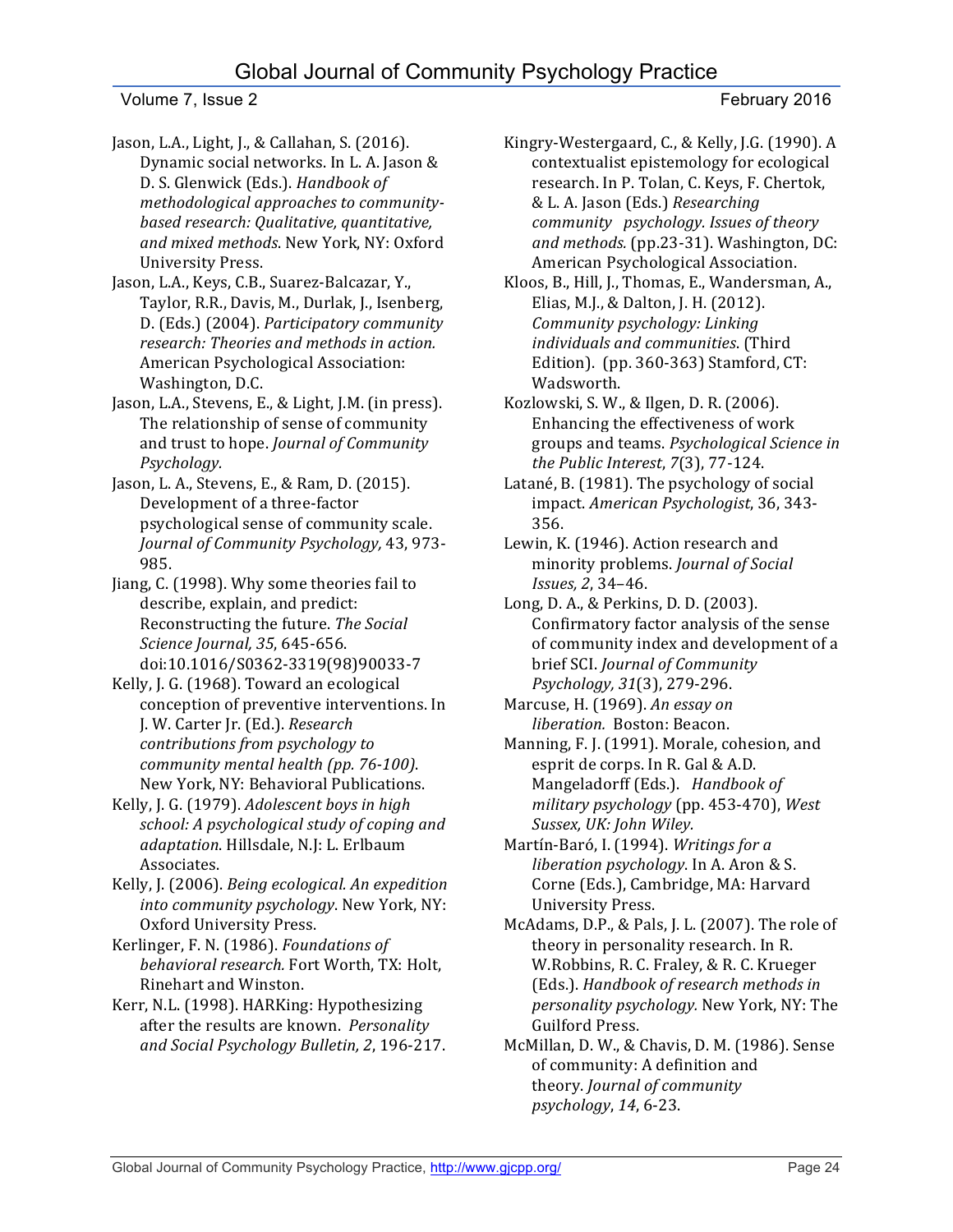Jason, L.A., Light, J., & Callahan, S. (2016). Dynamic social networks. In L. A. Jason & D. S. Glenwick (Eds.). *Handbook of methodological approaches to community-based research: Qualitative, quantitative, and mixed methods*. New York, NY: Oxford University Press.

Jason, L.A., Keys, C.B., Suarez-Balcazar, Y., Taylor, R.R., Davis, M., Durlak, J., Isenberg, D. (Eds.) (2004). *Participatory community research: Theories and methods in action.* American Psychological Association: Washington, D.C.

Jason, L.A., Stevens, E., & Light, J.M. (in press). The relationship of sense of community and trust to hope. *Journal of Community Psychology*.

Jason, L. A., Stevens, E., & Ram, D. (2015). Development of a three-factor psychological sense of community scale. *Journal of Community Psychology,* 43, 973-985.

Jiang, C. (1998). Why some theories fail to describe, explain, and predict: Reconstructing the future. *The Social Science Journal, 35*, 645-656. doi:10.1016/S0362-3319(98)90033-7

Kelly, J. G. (1968). Toward an ecological conception of preventive interventions. In J. W. Carter Jr. (Ed.). *Research contributions from psychology to community mental health (pp. 76-100)*. New York, NY: Behavioral Publications.

Kelly, J. G. (1979). *Adolescent boys in high school: A psychological study of coping and adaptation*. Hillsdale, N.J: L. Erlbaum Associates.

Kelly, J. (2006). *Being ecological. An expedition into community psychology*. New York, NY: Oxford University Press.

Kerlinger, F. N. (1986). *Foundations of behavioral research.* Fort Worth, TX: Holt, Rinehart and Winston.

Kerr, N.L. (1998). HARKing: Hypothesizing after the results are known. *Personality and Social Psychology Bulletin, 2*, 196-217.

Kingry-Westergaard, C., & Kelly, J.G. (1990). A contextualist epistemology for ecological research. In P. Tolan, C. Keys, F. Chertok, & L. A. Jason (Eds.) *Researching community psychology. Issues of theory and methods.* (pp.23-31). Washington, DC: American Psychological Association.

Kloos, B., Hill, J., Thomas, E., Wandersman, A., Elias, M.J., & Dalton, J. H. (2012). *Community psychology: Linking individuals and communities*. (Third Edition). (pp. 360-363) Stamford, CT: Wadsworth.

Kozlowski, S. W., & Ilgen, D. R. (2006). Enhancing the effectiveness of work groups and teams. *Psychological Science in the Public Interest*, *7*(3), 77-124.

Latané, B. (1981). The psychology of social impact. *American Psychologist*, 36, 343-356.

Lewin, K. (1946). Action research and minority problems. *Journal of Social Issues, 2*, 34–46.

Long, D. A., & Perkins, D. D. (2003). Confirmatory factor analysis of the sense of community index and development of a brief SCI. *Journal of Community Psychology, 31*(3), 279-296.

Marcuse, H. (1969). *An essay on liberation.* Boston: Beacon.

Manning, F. J. (1991). Morale, cohesion, and esprit de corps. In R. Gal & A.D. Mangeladorff (Eds.). *Handbook of military psychology* (pp. 453-470), *West Sussex, UK: John Wiley.*

Martín-Baró, I. (1994). *Writings for a liberation psychology*. In A. Aron & S. Corne (Eds.), Cambridge, MA: Harvard University Press.

McAdams, D.P., & Pals, J. L. (2007). The role of theory in personality research. In R. W.Robbins, R. C. Fraley, & R. C. Krueger (Eds.). *Handbook of research methods in personality psychology.* New York, NY: The Guilford Press.

McMillan, D. W., & Chavis, D. M. (1986). Sense of community: A definition and theory. *Journal of community psychology*, *14*, 6-23.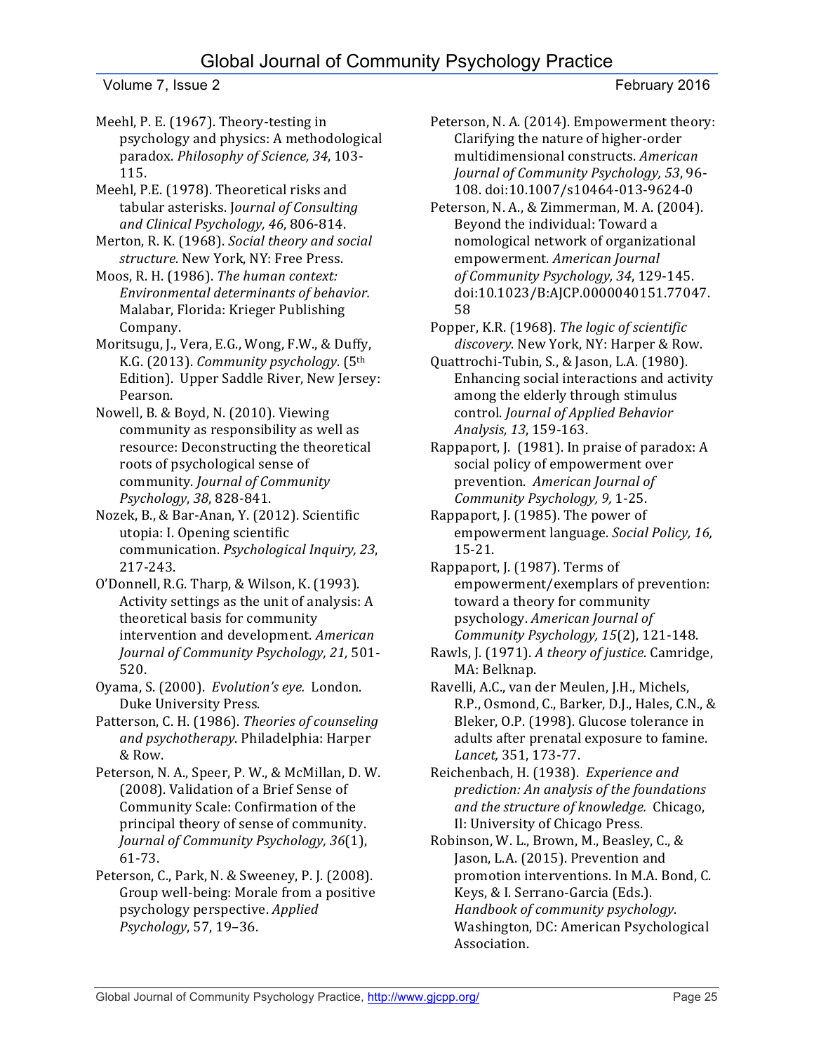Meehl, P. E. (1967). Theory-testing in psychology and physics: A methodological paradox. *Philosophy of Science, 34*, 103-115.

Meehl, P.E. (1978). Theoretical risks and tabular asterisks. J*ournal of Consulting and Clinical Psychology, 46*, 806-814.

Merton, R. K. (1968). *Social theory and social structure*. New York, NY: Free Press.

Moos, R. H. (1986). *The human context: Environmental determinants of behavior.* Malabar, Florida: Krieger Publishing Company.

Moritsugu, J., Vera, E.G., Wong, F.W., & Duffy, K.G. (2013). *Community psychology*. (5th Edition). Upper Saddle River, New Jersey: Pearson.

Nowell, B. & Boyd, N. (2010). Viewing community as responsibility as well as resource: Deconstructing the theoretical roots of psychological sense of community. *Journal of Community Psychology*, *38*, 828-841.

Nozek, B., & Bar-Anan, Y. (2012). Scientific utopia: I. Opening scientific communication. *Psychological Inquiry, 23*, 217-243.

O'Donnell, R.G. Tharp, & Wilson, K. (1993). Activity settings as the unit of analysis: A theoretical basis for community intervention and development. *American Journal of Community Psychology, 21,* 501-520.

Oyama, S. (2000). *Evolution's eye.* London. Duke University Press.

Patterson, C. H. (1986). *Theories of counseling and psychotherapy*. Philadelphia: Harper & Row.

Peterson, N. A., Speer, P. W., & McMillan, D. W. (2008). Validation of a Brief Sense of Community Scale: Confirmation of the principal theory of sense of community. *Journal of Community Psychology, 36*(1), 61-73.

Peterson, C., Park, N. & Sweeney, P. J. (2008). Group well-being: Morale from a positive psychology perspective. *Applied Psychology*, 57, 19–36.

Peterson, N. A. (2014). Empowerment theory: Clarifying the nature of higher-order multidimensional constructs. *American Journal of Community Psychology, 53*, 96-108. doi:10.1007/s10464-013-9624-0

Peterson, N. A., & Zimmerman, M. A. (2004). Beyond the individual: Toward a nomological network of organizational empowerment. *American Journal of Community Psychology, 34*, 129-145. doi:10.1023/B:AJCP.0000040151.77047.58

Popper, K.R. (1968). *The logic of scientific discovery*. New York, NY: Harper & Row.

Quattrochi-Tubin, S., & Jason, L.A. (1980). Enhancing social interactions and activity among the elderly through stimulus control. *Journal of Applied Behavior Analysis, 13*, 159-163.

Rappaport, J. (1981). In praise of paradox: A social policy of empowerment over prevention. *American Journal of Community Psychology, 9,* 1-25.

Rappaport, J. (1985). The power of empowerment language. *Social Policy, 16,* 15-21.

Rappaport, J. (1987). Terms of empowerment/exemplars of prevention: toward a theory for community psychology. *American Journal of Community Psychology, 15*(2), 121-148.

Rawls, J. (1971). *A theory of justice*. Camridge, MA: Belknap.

Ravelli, A.C., van der Meulen, J.H., Michels, R.P., Osmond, C., Barker, D.J., Hales, C.N., & Bleker, O.P. (1998). Glucose tolerance in adults after prenatal exposure to famine. *Lancet,* 351, 173-77.

Reichenbach, H. (1938). *Experience and prediction: An analysis of the foundations and the structure of knowledge.* Chicago, Il: University of Chicago Press.

Robinson, W. L., Brown, M., Beasley, C., & Jason, L.A. (2015). Prevention and promotion interventions. In M.A. Bond, C. Keys, & I. Serrano-Garcia (Eds.). *Handbook of community psychology*. Washington, DC: American Psychological Association.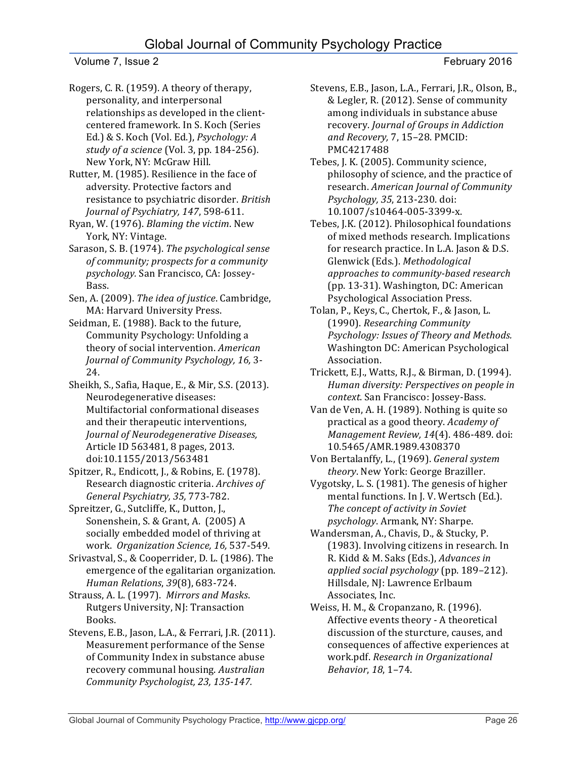Rogers, C. R. (1959). A theory of therapy, personality, and interpersonal relationships as developed in the client-centered framework. In S. Koch (Series Ed.) & S. Koch (Vol. Ed.), *Psychology: A study of a science* (Vol. 3, pp. 184-256). New York, NY: McGraw Hill.

Rutter, M. (1985). Resilience in the face of adversity. Protective factors and resistance to psychiatric disorder. *British Journal of Psychiatry, 147*, 598-611.

Ryan, W. (1976). *Blaming the victim*. New York, NY: Vintage.

Sarason, S. B. (1974). *The psychological sense of community; prospects for a community psychology.* San Francisco, CA: Jossey-Bass.

Sen, A. (2009). *The idea of justice*. Cambridge, MA: Harvard University Press.

Seidman, E. (1988). Back to the future, Community Psychology: Unfolding a theory of social intervention. *American Journal of Community Psychology, 16,* 3-24.

Sheikh, S., Safia, Haque, E., & Mir, S.S. (2013). Neurodegenerative diseases: Multifactorial conformational diseases and their therapeutic interventions, *Journal of Neurodegenerative Diseases,* Article ID 563481, 8 pages, 2013. doi:10.1155/2013/563481

Spitzer, R., Endicott, J., & Robins, E. (1978). Research diagnostic criteria. *Archives of General Psychiatry, 35,* 773-782.

Spreitzer, G., Sutcliffe, K., Dutton, J., Sonenshein, S. & Grant, A. (2005) A socially embedded model of thriving at work. *Organization Science, 16,* 537-549.

Srivastval, S., & Cooperrider, D. L. (1986). The emergence of the egalitarian organization. *Human Relations*, *39*(8), 683-724.

Strauss, A. L. (1997). *Mirrors and Masks*. Rutgers University, NJ: Transaction Books.

Stevens, E.B., Jason, L.A., & Ferrari, J.R. (2011). Measurement performance of the Sense of Community Index in substance abuse recovery communal housing. *Australian Community Psychologist, 23, 135-147.*

Stevens, E.B., Jason, L.A., Ferrari, J.R., Olson, B., & Legler, R. (2012). Sense of community among individuals in substance abuse recovery. *Journal of Groups in Addiction and Recovery,* 7, 15–28. PMCID: PMC4217488

Tebes, J. K. (2005). Community science, philosophy of science, and the practice of research. *American Journal of Community Psychology, 35*, 213-230. doi: 10.1007/s10464-005-3399-x.

Tebes, J.K. (2012). Philosophical foundations of mixed methods research. Implications for research practice. In L.A. Jason & D.S. Glenwick (Eds.). *Methodological approaches to community-based research* (pp. 13-31). Washington, DC: American Psychological Association Press.

Tolan, P., Keys, C., Chertok, F., & Jason, L. (1990). *Researching Community Psychology: Issues of Theory and Methods.* Washington DC: American Psychological Association.

Trickett, E.J., Watts, R.J., & Birman, D. (1994). *Human diversity: Perspectives on people in context*. San Francisco: Jossey-Bass.

Van de Ven, A. H. (1989). Nothing is quite so practical as a good theory. *Academy of Management Review, 14*(4). 486-489. doi: 10.5465/AMR.1989.4308370

Von Bertalanffy, L., (1969). *General system theory*. New York: George Braziller.

Vygotsky, L. S. (1981). The genesis of higher mental functions. In J. V. Wertsch (Ed.). *The concept of activity in Soviet psychology*. Armank, NY: Sharpe.

Wandersman, A., Chavis, D., & Stucky, P. (1983). Involving citizens in research. In R. Kidd & M. Saks (Eds.), *Advances in applied social psychology* (pp. 189–212). Hillsdale, NJ: Lawrence Erlbaum Associates, Inc.

Weiss, H. M., & Cropanzano, R. (1996). Affective events theory - A theoretical discussion of the sturcture, causes, and consequences of affective experiences at work.pdf. *Research in Organizational Behavior*, *18*, 1–74.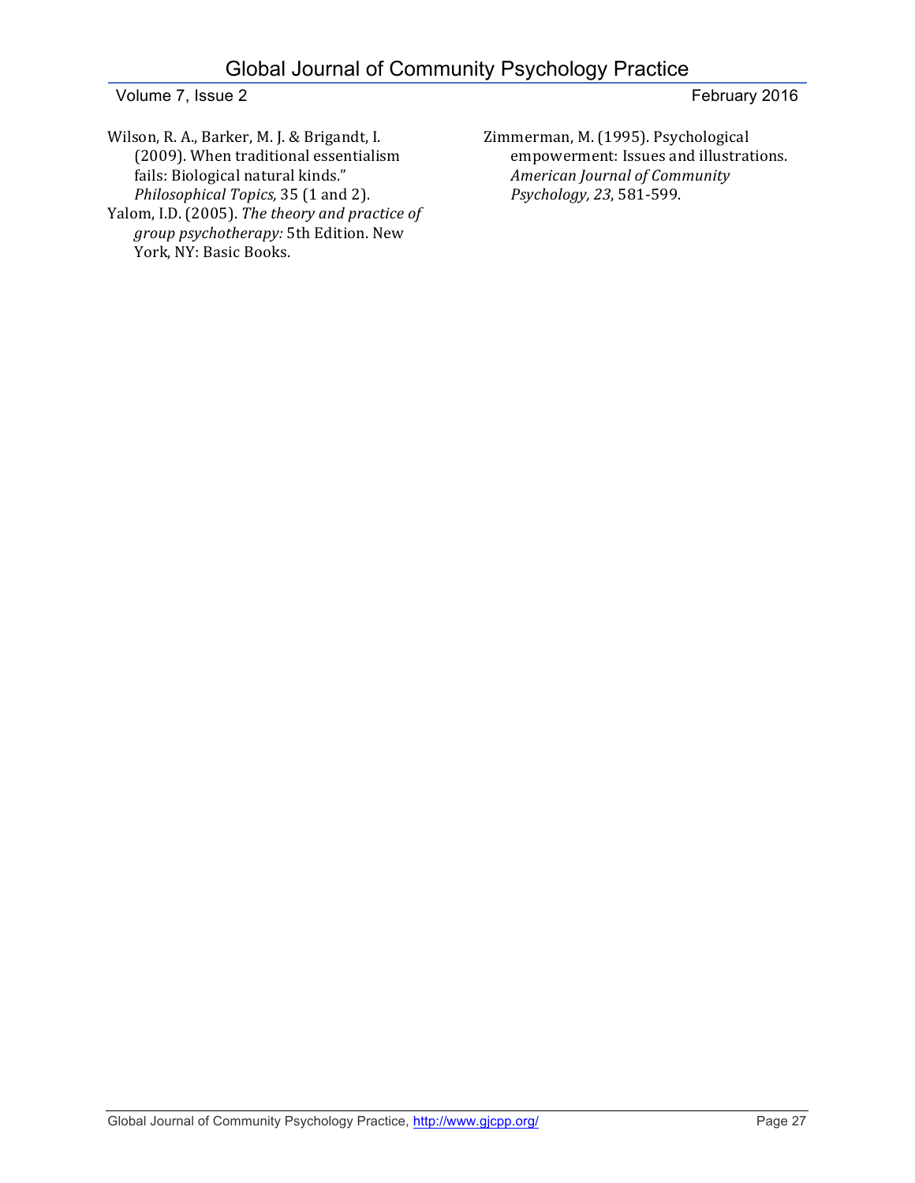Wilson, R. A., Barker, M. J. & Brigandt, I. (2009). When traditional essentialism fails: Biological natural kinds." *Philosophical Topics,* 35 (1 and 2).

Yalom, I.D. (2005). *The theory and practice of group psychotherapy:* 5th Edition. New York, NY: Basic Books.

Zimmerman, M. (1995). Psychological empowerment: Issues and illustrations. *American Journal of Community Psychology, 23*, 581-599.